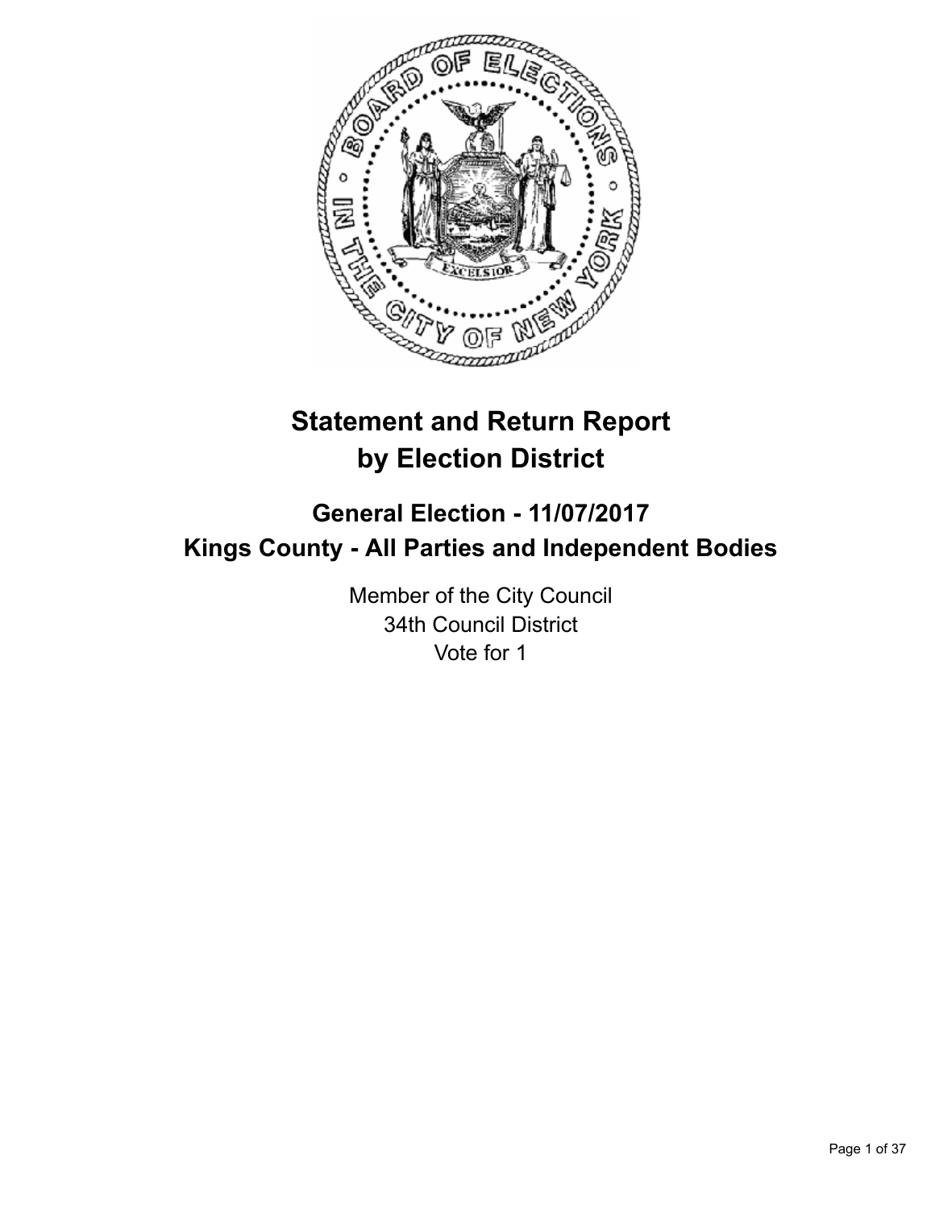# Statement and Return Report by Election District

## General Election - 11/07/2017
## Kings County - All Parties and Independent Bodies

Member of the City Council
34th Council District
Vote for 1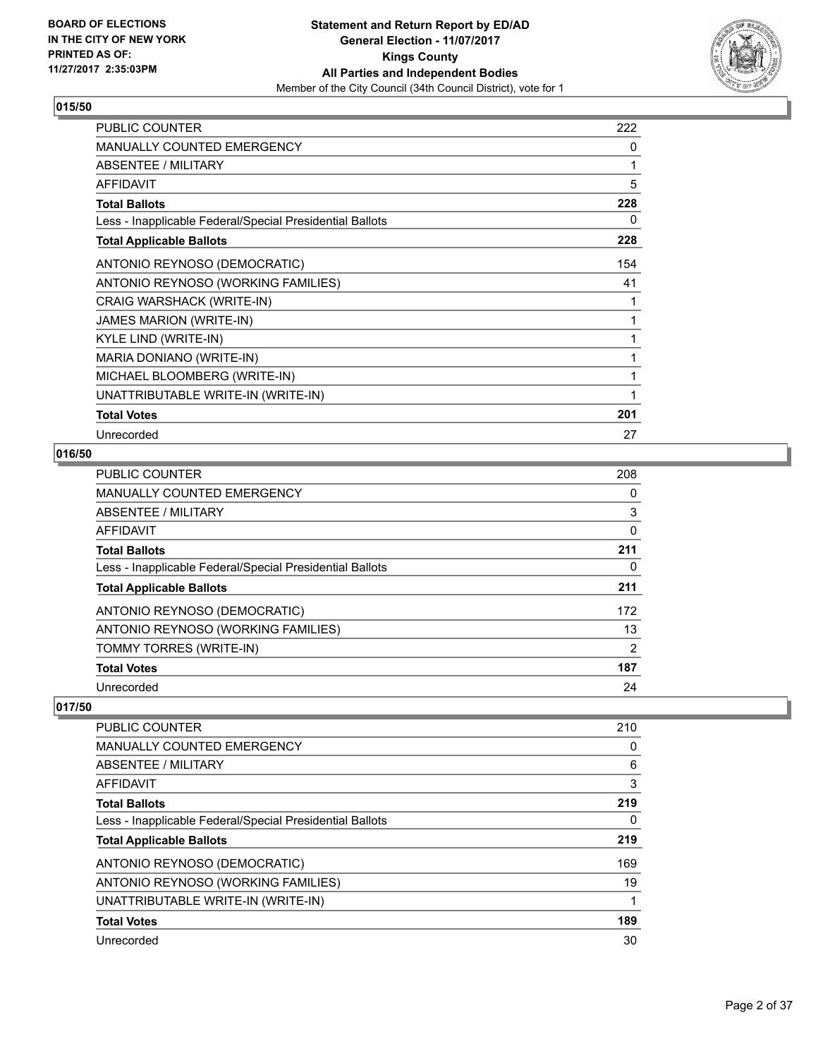## 015/50

| | |
|---|---|
| PUBLIC COUNTER | 222 |
| MANUALLY COUNTED EMERGENCY | 0 |
| ABSENTEE / MILITARY | 1 |
| AFFIDAVIT | 5 |
| **Total Ballots** | **228** |
| Less - Inapplicable Federal/Special Presidential Ballots | 0 |
| **Total Applicable Ballots** | **228** |
| ANTONIO REYNOSO (DEMOCRATIC) | 154 |
| ANTONIO REYNOSO (WORKING FAMILIES) | 41 |
| CRAIG WARSHACK (WRITE-IN) | 1 |
| JAMES MARION (WRITE-IN) | 1 |
| KYLE LIND (WRITE-IN) | 1 |
| MARIA DONIANO (WRITE-IN) | 1 |
| MICHAEL BLOOMBERG (WRITE-IN) | 1 |
| UNATTRIBUTABLE WRITE-IN (WRITE-IN) | 1 |
| **Total Votes** | **201** |
| Unrecorded | 27 |

## 016/50

| | |
|---|---|
| PUBLIC COUNTER | 208 |
| MANUALLY COUNTED EMERGENCY | 0 |
| ABSENTEE / MILITARY | 3 |
| AFFIDAVIT | 0 |
| **Total Ballots** | **211** |
| Less - Inapplicable Federal/Special Presidential Ballots | 0 |
| **Total Applicable Ballots** | **211** |
| ANTONIO REYNOSO (DEMOCRATIC) | 172 |
| ANTONIO REYNOSO (WORKING FAMILIES) | 13 |
| TOMMY TORRES (WRITE-IN) | 2 |
| **Total Votes** | **187** |
| Unrecorded | 24 |

## 017/50

| | |
|---|---|
| PUBLIC COUNTER | 210 |
| MANUALLY COUNTED EMERGENCY | 0 |
| ABSENTEE / MILITARY | 6 |
| AFFIDAVIT | 3 |
| **Total Ballots** | **219** |
| Less - Inapplicable Federal/Special Presidential Ballots | 0 |
| **Total Applicable Ballots** | **219** |
| ANTONIO REYNOSO (DEMOCRATIC) | 169 |
| ANTONIO REYNOSO (WORKING FAMILIES) | 19 |
| UNATTRIBUTABLE WRITE-IN (WRITE-IN) | 1 |
| **Total Votes** | **189** |
| Unrecorded | 30 |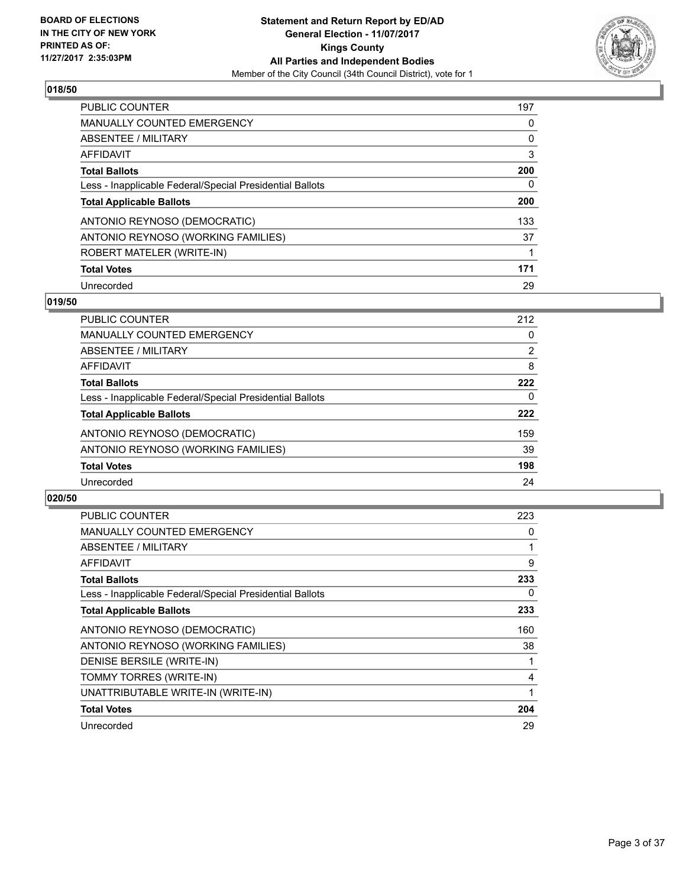## 018/50

| | |
|---|---|
| PUBLIC COUNTER | 197 |
| MANUALLY COUNTED EMERGENCY | 0 |
| ABSENTEE / MILITARY | 0 |
| AFFIDAVIT | 3 |
| **Total Ballots** | **200** |
| Less - Inapplicable Federal/Special Presidential Ballots | 0 |
| **Total Applicable Ballots** | **200** |
| ANTONIO REYNOSO (DEMOCRATIC) | 133 |
| ANTONIO REYNOSO (WORKING FAMILIES) | 37 |
| ROBERT MATELER (WRITE-IN) | 1 |
| **Total Votes** | **171** |
| Unrecorded | 29 |

## 019/50

| | |
|---|---|
| PUBLIC COUNTER | 212 |
| MANUALLY COUNTED EMERGENCY | 0 |
| ABSENTEE / MILITARY | 2 |
| AFFIDAVIT | 8 |
| **Total Ballots** | **222** |
| Less - Inapplicable Federal/Special Presidential Ballots | 0 |
| **Total Applicable Ballots** | **222** |
| ANTONIO REYNOSO (DEMOCRATIC) | 159 |
| ANTONIO REYNOSO (WORKING FAMILIES) | 39 |
| **Total Votes** | **198** |
| Unrecorded | 24 |

## 020/50

| | |
|---|---|
| PUBLIC COUNTER | 223 |
| MANUALLY COUNTED EMERGENCY | 0 |
| ABSENTEE / MILITARY | 1 |
| AFFIDAVIT | 9 |
| **Total Ballots** | **233** |
| Less - Inapplicable Federal/Special Presidential Ballots | 0 |
| **Total Applicable Ballots** | **233** |
| ANTONIO REYNOSO (DEMOCRATIC) | 160 |
| ANTONIO REYNOSO (WORKING FAMILIES) | 38 |
| DENISE BERSILE (WRITE-IN) | 1 |
| TOMMY TORRES (WRITE-IN) | 4 |
| UNATTRIBUTABLE WRITE-IN (WRITE-IN) | 1 |
| **Total Votes** | **204** |
| Unrecorded | 29 |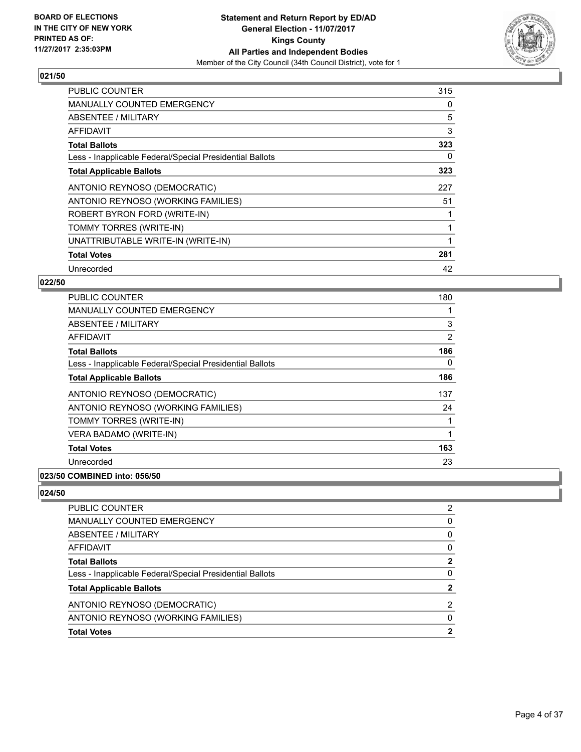**BOARD OF ELECTIONS IN THE CITY OF NEW YORK PRINTED AS OF: 11/27/2017 2:35:03PM**

**Statement and Return Report by ED/AD General Election - 11/07/2017 Kings County All Parties and Independent Bodies**

Member of the City Council (34th Council District), vote for 1

## 021/50

| | |
|---|---|
| PUBLIC COUNTER | 315 |
| MANUALLY COUNTED EMERGENCY | 0 |
| ABSENTEE / MILITARY | 5 |
| AFFIDAVIT | 3 |
| **Total Ballots** | **323** |
| Less - Inapplicable Federal/Special Presidential Ballots | 0 |
| **Total Applicable Ballots** | **323** |
| ANTONIO REYNOSO (DEMOCRATIC) | 227 |
| ANTONIO REYNOSO (WORKING FAMILIES) | 51 |
| ROBERT BYRON FORD (WRITE-IN) | 1 |
| TOMMY TORRES (WRITE-IN) | 1 |
| UNATTRIBUTABLE WRITE-IN (WRITE-IN) | 1 |
| **Total Votes** | **281** |
| Unrecorded | 42 |

## 022/50

| | |
|---|---|
| PUBLIC COUNTER | 180 |
| MANUALLY COUNTED EMERGENCY | 1 |
| ABSENTEE / MILITARY | 3 |
| AFFIDAVIT | 2 |
| **Total Ballots** | **186** |
| Less - Inapplicable Federal/Special Presidential Ballots | 0 |
| **Total Applicable Ballots** | **186** |
| ANTONIO REYNOSO (DEMOCRATIC) | 137 |
| ANTONIO REYNOSO (WORKING FAMILIES) | 24 |
| TOMMY TORRES (WRITE-IN) | 1 |
| VERA BADAMO (WRITE-IN) | 1 |
| **Total Votes** | **163** |
| Unrecorded | 23 |

## 023/50 COMBINED into: 056/50

## 024/50

| | |
|---|---|
| PUBLIC COUNTER | 2 |
| MANUALLY COUNTED EMERGENCY | 0 |
| ABSENTEE / MILITARY | 0 |
| AFFIDAVIT | 0 |
| **Total Ballots** | **2** |
| Less - Inapplicable Federal/Special Presidential Ballots | 0 |
| **Total Applicable Ballots** | **2** |
| ANTONIO REYNOSO (DEMOCRATIC) | 2 |
| ANTONIO REYNOSO (WORKING FAMILIES) | 0 |
| **Total Votes** | **2** |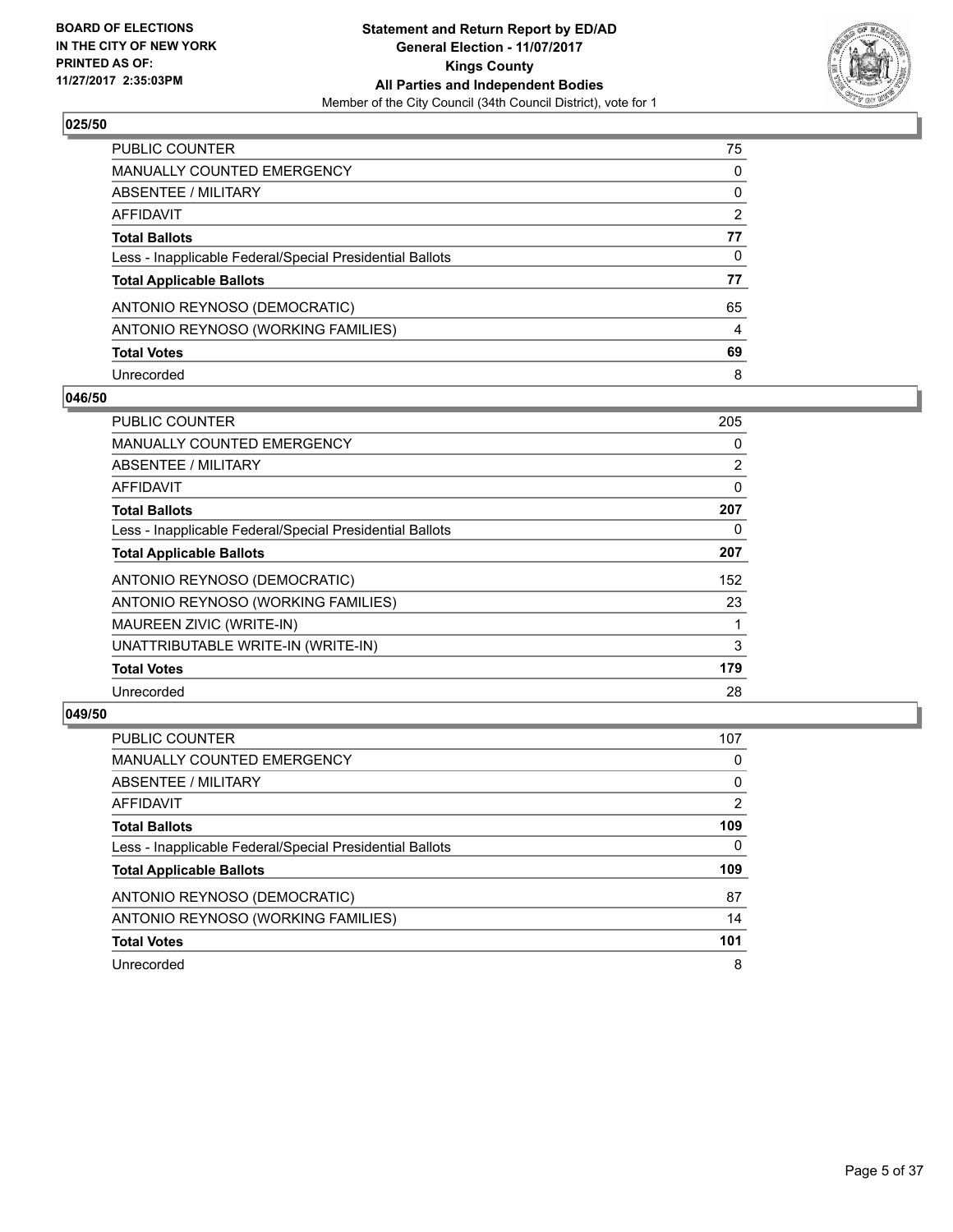## 025/50

| | |
|---|---|
| PUBLIC COUNTER | 75 |
| MANUALLY COUNTED EMERGENCY | 0 |
| ABSENTEE / MILITARY | 0 |
| AFFIDAVIT | 2 |
| **Total Ballots** | **77** |
| Less - Inapplicable Federal/Special Presidential Ballots | 0 |
| **Total Applicable Ballots** | **77** |
| ANTONIO REYNOSO (DEMOCRATIC) | 65 |
| ANTONIO REYNOSO (WORKING FAMILIES) | 4 |
| **Total Votes** | **69** |
| Unrecorded | 8 |

## 046/50

| | |
|---|---|
| PUBLIC COUNTER | 205 |
| MANUALLY COUNTED EMERGENCY | 0 |
| ABSENTEE / MILITARY | 2 |
| AFFIDAVIT | 0 |
| **Total Ballots** | **207** |
| Less - Inapplicable Federal/Special Presidential Ballots | 0 |
| **Total Applicable Ballots** | **207** |
| ANTONIO REYNOSO (DEMOCRATIC) | 152 |
| ANTONIO REYNOSO (WORKING FAMILIES) | 23 |
| MAUREEN ZIVIC (WRITE-IN) | 1 |
| UNATTRIBUTABLE WRITE-IN (WRITE-IN) | 3 |
| **Total Votes** | **179** |
| Unrecorded | 28 |

## 049/50

| | |
|---|---|
| PUBLIC COUNTER | 107 |
| MANUALLY COUNTED EMERGENCY | 0 |
| ABSENTEE / MILITARY | 0 |
| AFFIDAVIT | 2 |
| **Total Ballots** | **109** |
| Less - Inapplicable Federal/Special Presidential Ballots | 0 |
| **Total Applicable Ballots** | **109** |
| ANTONIO REYNOSO (DEMOCRATIC) | 87 |
| ANTONIO REYNOSO (WORKING FAMILIES) | 14 |
| **Total Votes** | **101** |
| Unrecorded | 8 |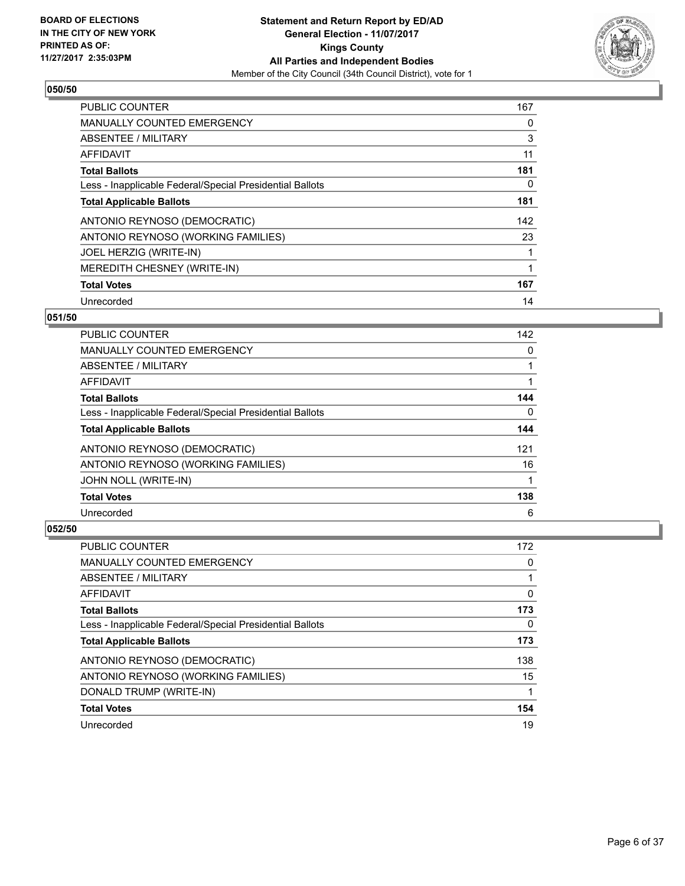**BOARD OF ELECTIONS IN THE CITY OF NEW YORK PRINTED AS OF: 11/27/2017 2:35:03PM**

**Statement and Return Report by ED/AD**
**General Election - 11/07/2017**
**Kings County**
**All Parties and Independent Bodies**
Member of the City Council (34th Council District), vote for 1

### 050/50

| | |
|---|---|
| PUBLIC COUNTER | 167 |
| MANUALLY COUNTED EMERGENCY | 0 |
| ABSENTEE / MILITARY | 3 |
| AFFIDAVIT | 11 |
| **Total Ballots** | **181** |
| Less - Inapplicable Federal/Special Presidential Ballots | 0 |
| **Total Applicable Ballots** | **181** |
| ANTONIO REYNOSO (DEMOCRATIC) | 142 |
| ANTONIO REYNOSO (WORKING FAMILIES) | 23 |
| JOEL HERZIG (WRITE-IN) | 1 |
| MEREDITH CHESNEY (WRITE-IN) | 1 |
| **Total Votes** | **167** |
| Unrecorded | 14 |

### 051/50

| | |
|---|---|
| PUBLIC COUNTER | 142 |
| MANUALLY COUNTED EMERGENCY | 0 |
| ABSENTEE / MILITARY | 1 |
| AFFIDAVIT | 1 |
| **Total Ballots** | **144** |
| Less - Inapplicable Federal/Special Presidential Ballots | 0 |
| **Total Applicable Ballots** | **144** |
| ANTONIO REYNOSO (DEMOCRATIC) | 121 |
| ANTONIO REYNOSO (WORKING FAMILIES) | 16 |
| JOHN NOLL (WRITE-IN) | 1 |
| **Total Votes** | **138** |
| Unrecorded | 6 |

### 052/50

| | |
|---|---|
| PUBLIC COUNTER | 172 |
| MANUALLY COUNTED EMERGENCY | 0 |
| ABSENTEE / MILITARY | 1 |
| AFFIDAVIT | 0 |
| **Total Ballots** | **173** |
| Less - Inapplicable Federal/Special Presidential Ballots | 0 |
| **Total Applicable Ballots** | **173** |
| ANTONIO REYNOSO (DEMOCRATIC) | 138 |
| ANTONIO REYNOSO (WORKING FAMILIES) | 15 |
| DONALD TRUMP (WRITE-IN) | 1 |
| **Total Votes** | **154** |
| Unrecorded | 19 |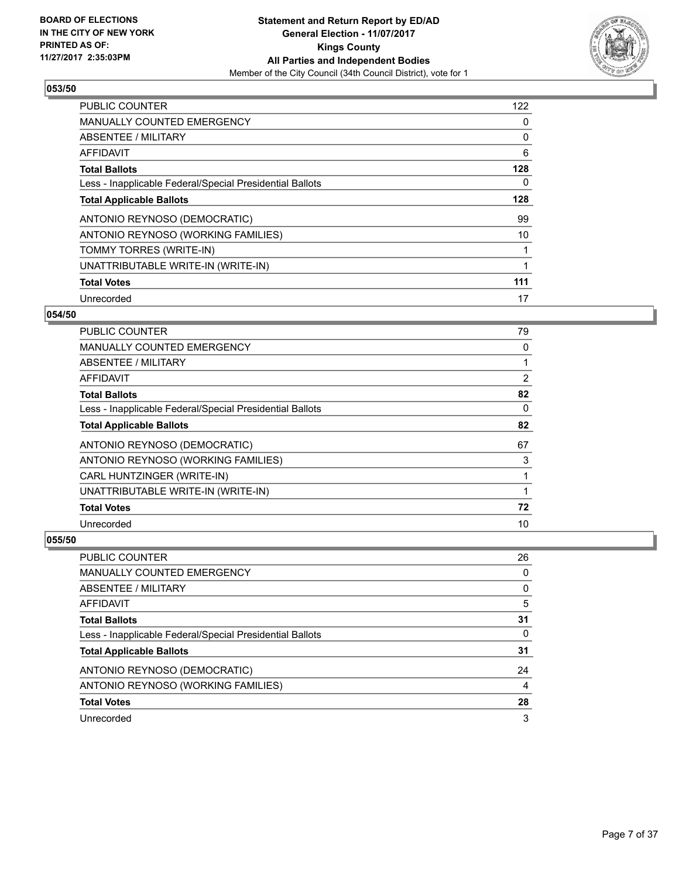**BOARD OF ELECTIONS IN THE CITY OF NEW YORK PRINTED AS OF: 11/27/2017 2:35:03PM**

**Statement and Return Report by ED/AD**
**General Election - 11/07/2017**
**Kings County**
**All Parties and Independent Bodies**
Member of the City Council (34th Council District), vote for 1

### 053/50

| | |
|---|---|
| PUBLIC COUNTER | 122 |
| MANUALLY COUNTED EMERGENCY | 0 |
| ABSENTEE / MILITARY | 0 |
| AFFIDAVIT | 6 |
| **Total Ballots** | **128** |
| Less - Inapplicable Federal/Special Presidential Ballots | 0 |
| **Total Applicable Ballots** | **128** |
| ANTONIO REYNOSO (DEMOCRATIC) | 99 |
| ANTONIO REYNOSO (WORKING FAMILIES) | 10 |
| TOMMY TORRES (WRITE-IN) | 1 |
| UNATTRIBUTABLE WRITE-IN (WRITE-IN) | 1 |
| **Total Votes** | **111** |
| Unrecorded | 17 |

### 054/50

| | |
|---|---|
| PUBLIC COUNTER | 79 |
| MANUALLY COUNTED EMERGENCY | 0 |
| ABSENTEE / MILITARY | 1 |
| AFFIDAVIT | 2 |
| **Total Ballots** | **82** |
| Less - Inapplicable Federal/Special Presidential Ballots | 0 |
| **Total Applicable Ballots** | **82** |
| ANTONIO REYNOSO (DEMOCRATIC) | 67 |
| ANTONIO REYNOSO (WORKING FAMILIES) | 3 |
| CARL HUNTZINGER (WRITE-IN) | 1 |
| UNATTRIBUTABLE WRITE-IN (WRITE-IN) | 1 |
| **Total Votes** | **72** |
| Unrecorded | 10 |

### 055/50

| | |
|---|---|
| PUBLIC COUNTER | 26 |
| MANUALLY COUNTED EMERGENCY | 0 |
| ABSENTEE / MILITARY | 0 |
| AFFIDAVIT | 5 |
| **Total Ballots** | **31** |
| Less - Inapplicable Federal/Special Presidential Ballots | 0 |
| **Total Applicable Ballots** | **31** |
| ANTONIO REYNOSO (DEMOCRATIC) | 24 |
| ANTONIO REYNOSO (WORKING FAMILIES) | 4 |
| **Total Votes** | **28** |
| Unrecorded | 3 |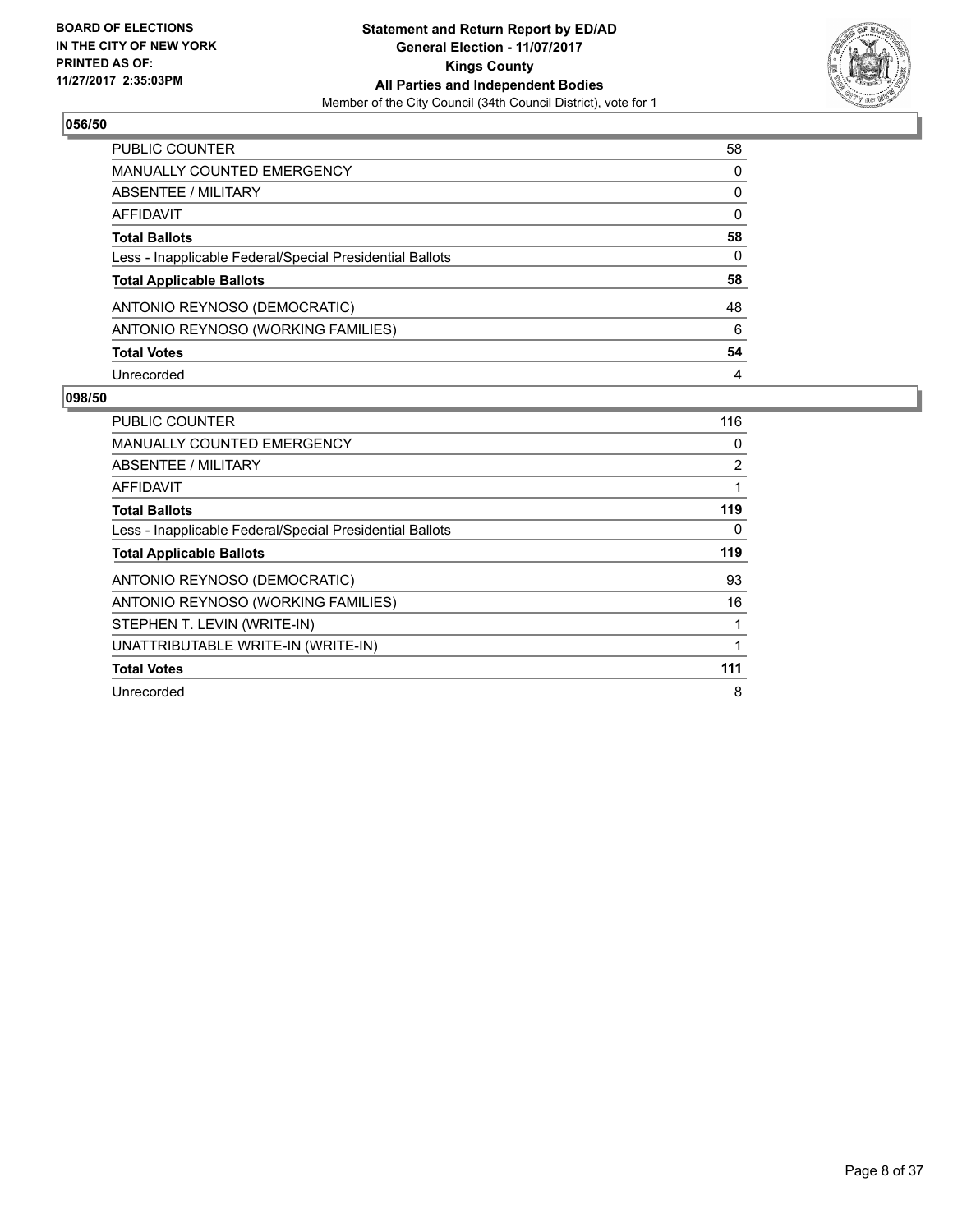## 056/50

| | |
|---|---|
| PUBLIC COUNTER | 58 |
| MANUALLY COUNTED EMERGENCY | 0 |
| ABSENTEE / MILITARY | 0 |
| AFFIDAVIT | 0 |
| **Total Ballots** | **58** |
| Less - Inapplicable Federal/Special Presidential Ballots | 0 |
| **Total Applicable Ballots** | **58** |
| ANTONIO REYNOSO (DEMOCRATIC) | 48 |
| ANTONIO REYNOSO (WORKING FAMILIES) | 6 |
| **Total Votes** | **54** |
| Unrecorded | 4 |

## 098/50

| | |
|---|---|
| PUBLIC COUNTER | 116 |
| MANUALLY COUNTED EMERGENCY | 0 |
| ABSENTEE / MILITARY | 2 |
| AFFIDAVIT | 1 |
| **Total Ballots** | **119** |
| Less - Inapplicable Federal/Special Presidential Ballots | 0 |
| **Total Applicable Ballots** | **119** |
| ANTONIO REYNOSO (DEMOCRATIC) | 93 |
| ANTONIO REYNOSO (WORKING FAMILIES) | 16 |
| STEPHEN T. LEVIN (WRITE-IN) | 1 |
| UNATTRIBUTABLE WRITE-IN (WRITE-IN) | 1 |
| **Total Votes** | **111** |
| Unrecorded | 8 |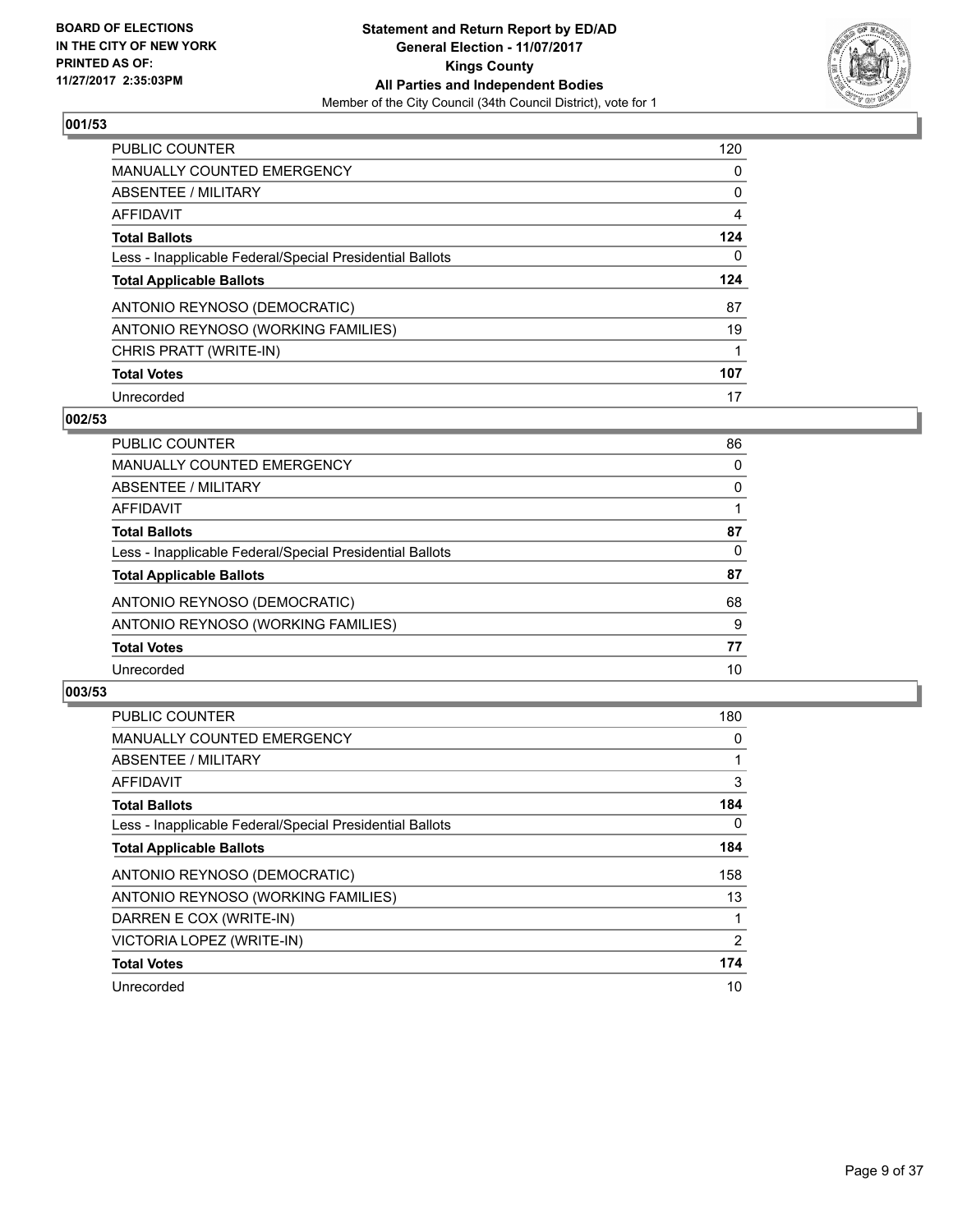**BOARD OF ELECTIONS IN THE CITY OF NEW YORK PRINTED AS OF: 11/27/2017 2:35:03PM**

**Statement and Return Report by ED/AD**
**General Election - 11/07/2017**
**Kings County**
**All Parties and Independent Bodies**
Member of the City Council (34th Council District), vote for 1

### 001/53

| | |
|---|---|
| PUBLIC COUNTER | 120 |
| MANUALLY COUNTED EMERGENCY | 0 |
| ABSENTEE / MILITARY | 0 |
| AFFIDAVIT | 4 |
| **Total Ballots** | **124** |
| Less - Inapplicable Federal/Special Presidential Ballots | 0 |
| **Total Applicable Ballots** | **124** |
| ANTONIO REYNOSO (DEMOCRATIC) | 87 |
| ANTONIO REYNOSO (WORKING FAMILIES) | 19 |
| CHRIS PRATT (WRITE-IN) | 1 |
| **Total Votes** | **107** |
| Unrecorded | 17 |

### 002/53

| | |
|---|---|
| PUBLIC COUNTER | 86 |
| MANUALLY COUNTED EMERGENCY | 0 |
| ABSENTEE / MILITARY | 0 |
| AFFIDAVIT | 1 |
| **Total Ballots** | **87** |
| Less - Inapplicable Federal/Special Presidential Ballots | 0 |
| **Total Applicable Ballots** | **87** |
| ANTONIO REYNOSO (DEMOCRATIC) | 68 |
| ANTONIO REYNOSO (WORKING FAMILIES) | 9 |
| **Total Votes** | **77** |
| Unrecorded | 10 |

### 003/53

| | |
|---|---|
| PUBLIC COUNTER | 180 |
| MANUALLY COUNTED EMERGENCY | 0 |
| ABSENTEE / MILITARY | 1 |
| AFFIDAVIT | 3 |
| **Total Ballots** | **184** |
| Less - Inapplicable Federal/Special Presidential Ballots | 0 |
| **Total Applicable Ballots** | **184** |
| ANTONIO REYNOSO (DEMOCRATIC) | 158 |
| ANTONIO REYNOSO (WORKING FAMILIES) | 13 |
| DARREN E COX (WRITE-IN) | 1 |
| VICTORIA LOPEZ (WRITE-IN) | 2 |
| **Total Votes** | **174** |
| Unrecorded | 10 |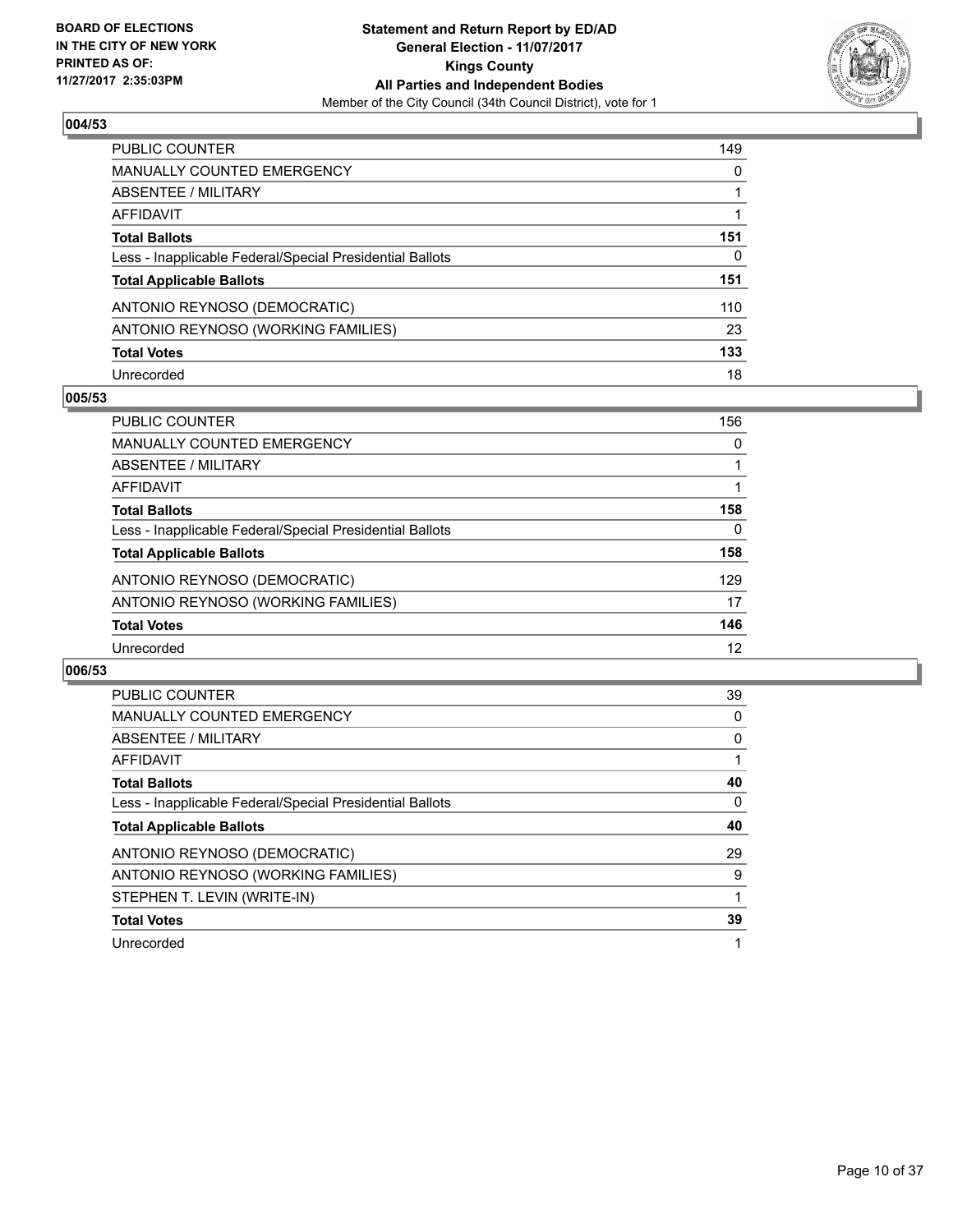BOARD OF ELECTIONS
IN THE CITY OF NEW YORK
PRINTED AS OF:
11/27/2017 2:35:03PM

**Statement and Return Report by ED/AD**
**General Election - 11/07/2017**
**Kings County**
**All Parties and Independent Bodies**
Member of the City Council (34th Council District), vote for 1

### 004/53

| | |
|---|---|
| PUBLIC COUNTER | 149 |
| MANUALLY COUNTED EMERGENCY | 0 |
| ABSENTEE / MILITARY | 1 |
| AFFIDAVIT | 1 |
| **Total Ballots** | **151** |
| Less - Inapplicable Federal/Special Presidential Ballots | 0 |
| **Total Applicable Ballots** | **151** |
| ANTONIO REYNOSO (DEMOCRATIC) | 110 |
| ANTONIO REYNOSO (WORKING FAMILIES) | 23 |
| **Total Votes** | **133** |
| Unrecorded | 18 |

### 005/53

| | |
|---|---|
| PUBLIC COUNTER | 156 |
| MANUALLY COUNTED EMERGENCY | 0 |
| ABSENTEE / MILITARY | 1 |
| AFFIDAVIT | 1 |
| **Total Ballots** | **158** |
| Less - Inapplicable Federal/Special Presidential Ballots | 0 |
| **Total Applicable Ballots** | **158** |
| ANTONIO REYNOSO (DEMOCRATIC) | 129 |
| ANTONIO REYNOSO (WORKING FAMILIES) | 17 |
| **Total Votes** | **146** |
| Unrecorded | 12 |

### 006/53

| | |
|---|---|
| PUBLIC COUNTER | 39 |
| MANUALLY COUNTED EMERGENCY | 0 |
| ABSENTEE / MILITARY | 0 |
| AFFIDAVIT | 1 |
| **Total Ballots** | **40** |
| Less - Inapplicable Federal/Special Presidential Ballots | 0 |
| **Total Applicable Ballots** | **40** |
| ANTONIO REYNOSO (DEMOCRATIC) | 29 |
| ANTONIO REYNOSO (WORKING FAMILIES) | 9 |
| STEPHEN T. LEVIN (WRITE-IN) | 1 |
| **Total Votes** | **39** |
| Unrecorded | 1 |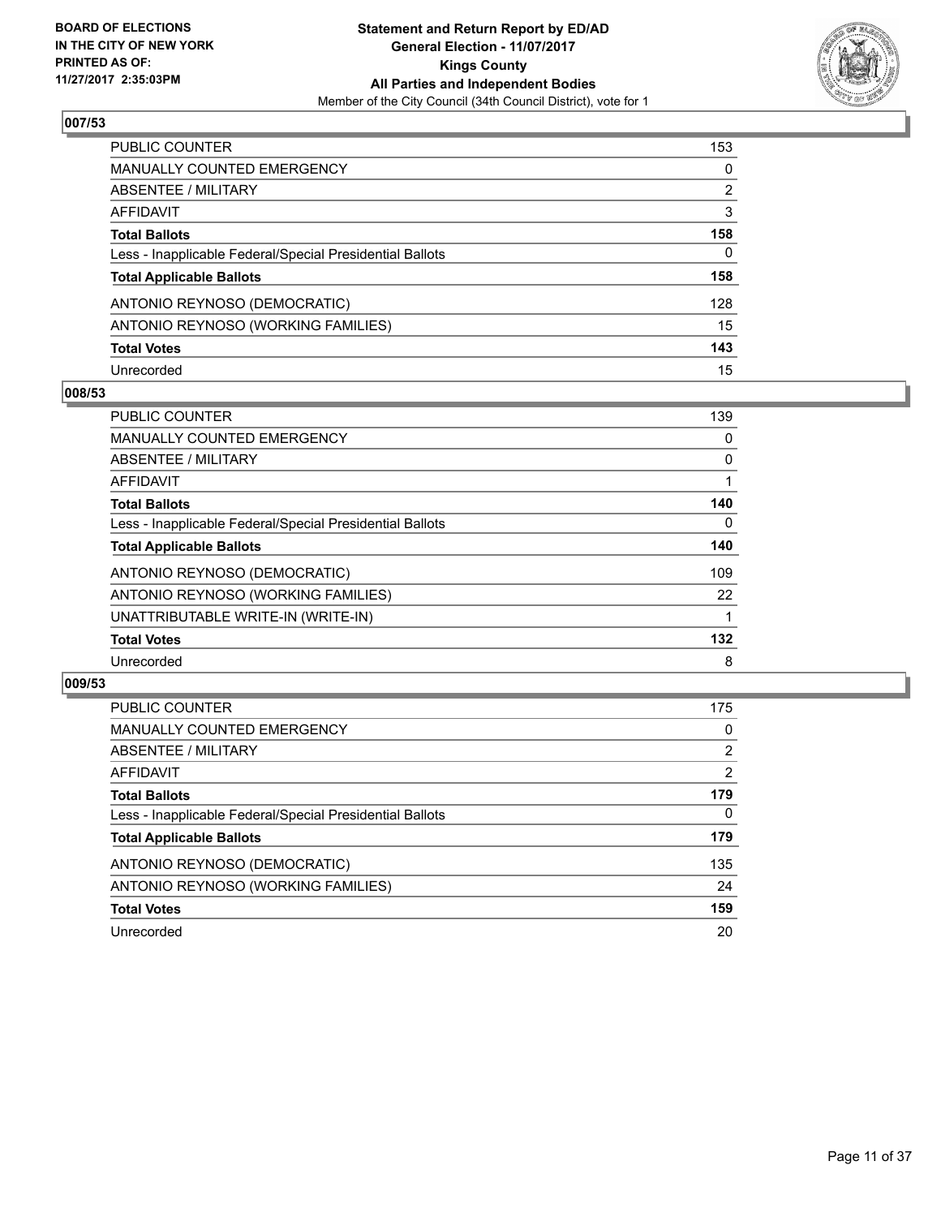BOARD OF ELECTIONS
IN THE CITY OF NEW YORK
PRINTED AS OF:
11/27/2017 2:35:03PM

**Statement and Return Report by ED/AD**
**General Election - 11/07/2017**
**Kings County**
**All Parties and Independent Bodies**
Member of the City Council (34th Council District), vote for 1

### 007/53

| | |
|---|---|
| PUBLIC COUNTER | 153 |
| MANUALLY COUNTED EMERGENCY | 0 |
| ABSENTEE / MILITARY | 2 |
| AFFIDAVIT | 3 |
| **Total Ballots** | **158** |
| Less - Inapplicable Federal/Special Presidential Ballots | 0 |
| **Total Applicable Ballots** | **158** |
| ANTONIO REYNOSO (DEMOCRATIC) | 128 |
| ANTONIO REYNOSO (WORKING FAMILIES) | 15 |
| **Total Votes** | **143** |
| Unrecorded | 15 |

### 008/53

| | |
|---|---|
| PUBLIC COUNTER | 139 |
| MANUALLY COUNTED EMERGENCY | 0 |
| ABSENTEE / MILITARY | 0 |
| AFFIDAVIT | 1 |
| **Total Ballots** | **140** |
| Less - Inapplicable Federal/Special Presidential Ballots | 0 |
| **Total Applicable Ballots** | **140** |
| ANTONIO REYNOSO (DEMOCRATIC) | 109 |
| ANTONIO REYNOSO (WORKING FAMILIES) | 22 |
| UNATTRIBUTABLE WRITE-IN (WRITE-IN) | 1 |
| **Total Votes** | **132** |
| Unrecorded | 8 |

### 009/53

| | |
|---|---|
| PUBLIC COUNTER | 175 |
| MANUALLY COUNTED EMERGENCY | 0 |
| ABSENTEE / MILITARY | 2 |
| AFFIDAVIT | 2 |
| **Total Ballots** | **179** |
| Less - Inapplicable Federal/Special Presidential Ballots | 0 |
| **Total Applicable Ballots** | **179** |
| ANTONIO REYNOSO (DEMOCRATIC) | 135 |
| ANTONIO REYNOSO (WORKING FAMILIES) | 24 |
| **Total Votes** | **159** |
| Unrecorded | 20 |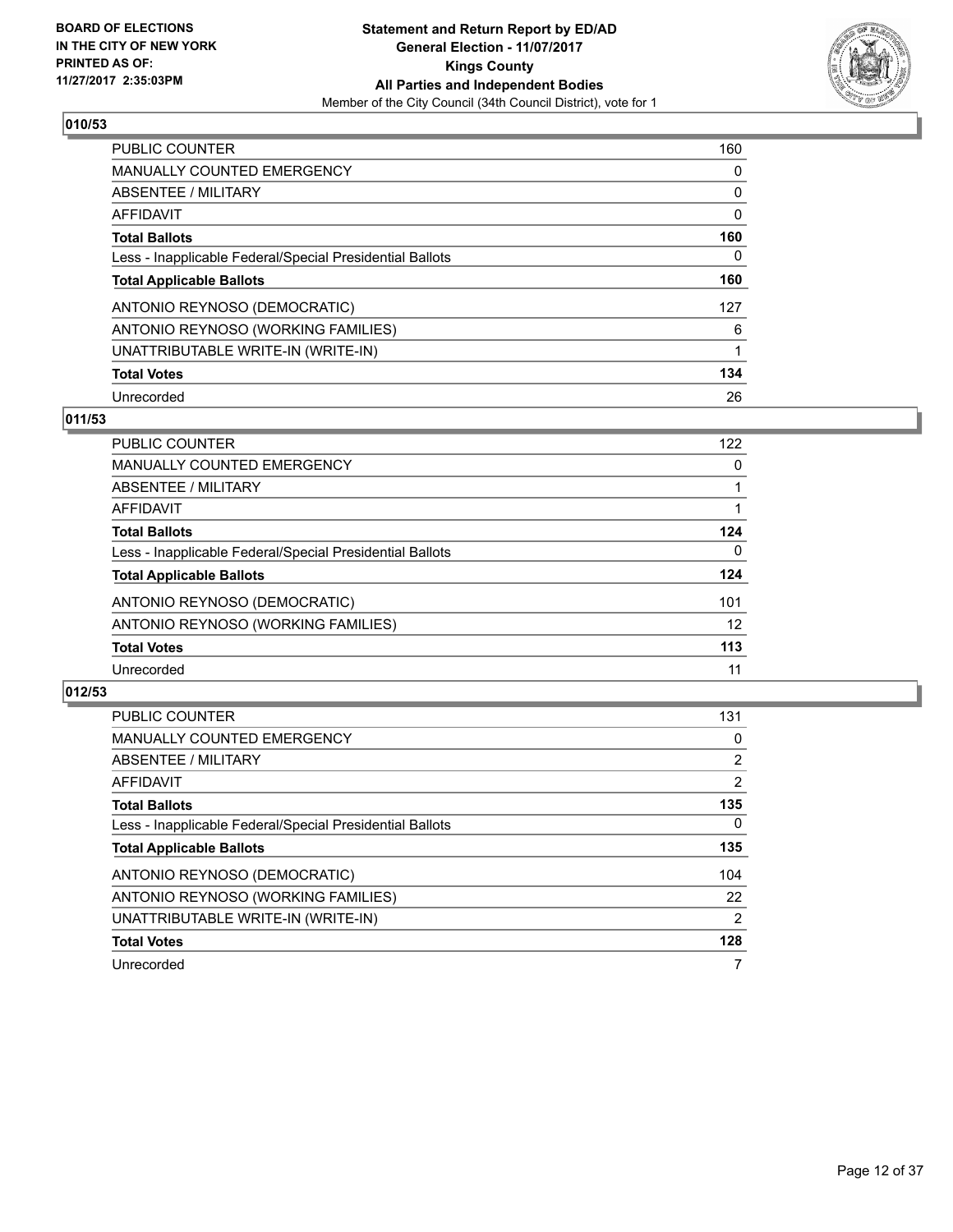**BOARD OF ELECTIONS IN THE CITY OF NEW YORK PRINTED AS OF: 11/27/2017 2:35:03PM**

**Statement and Return Report by ED/AD General Election - 11/07/2017 Kings County All Parties and Independent Bodies**
Member of the City Council (34th Council District), vote for 1

## 010/53

| | |
|---|---|
| PUBLIC COUNTER | 160 |
| MANUALLY COUNTED EMERGENCY | 0 |
| ABSENTEE / MILITARY | 0 |
| AFFIDAVIT | 0 |
| **Total Ballots** | **160** |
| Less - Inapplicable Federal/Special Presidential Ballots | 0 |
| **Total Applicable Ballots** | **160** |
| ANTONIO REYNOSO (DEMOCRATIC) | 127 |
| ANTONIO REYNOSO (WORKING FAMILIES) | 6 |
| UNATTRIBUTABLE WRITE-IN (WRITE-IN) | 1 |
| **Total Votes** | **134** |
| Unrecorded | 26 |

## 011/53

| | |
|---|---|
| PUBLIC COUNTER | 122 |
| MANUALLY COUNTED EMERGENCY | 0 |
| ABSENTEE / MILITARY | 1 |
| AFFIDAVIT | 1 |
| **Total Ballots** | **124** |
| Less - Inapplicable Federal/Special Presidential Ballots | 0 |
| **Total Applicable Ballots** | **124** |
| ANTONIO REYNOSO (DEMOCRATIC) | 101 |
| ANTONIO REYNOSO (WORKING FAMILIES) | 12 |
| **Total Votes** | **113** |
| Unrecorded | 11 |

## 012/53

| | |
|---|---|
| PUBLIC COUNTER | 131 |
| MANUALLY COUNTED EMERGENCY | 0 |
| ABSENTEE / MILITARY | 2 |
| AFFIDAVIT | 2 |
| **Total Ballots** | **135** |
| Less - Inapplicable Federal/Special Presidential Ballots | 0 |
| **Total Applicable Ballots** | **135** |
| ANTONIO REYNOSO (DEMOCRATIC) | 104 |
| ANTONIO REYNOSO (WORKING FAMILIES) | 22 |
| UNATTRIBUTABLE WRITE-IN (WRITE-IN) | 2 |
| **Total Votes** | **128** |
| Unrecorded | 7 |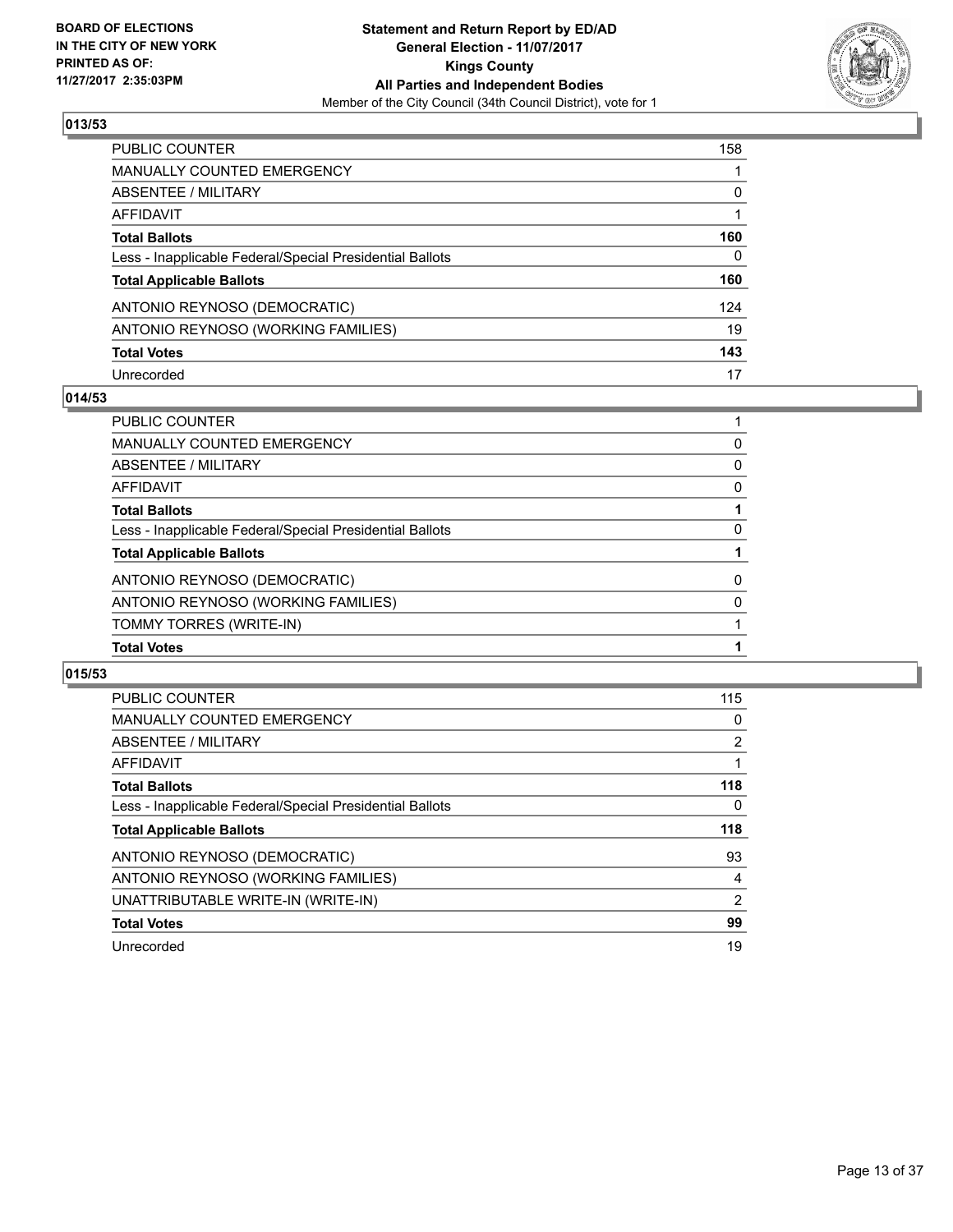## 013/53

| | |
|---|---|
| PUBLIC COUNTER | 158 |
| MANUALLY COUNTED EMERGENCY | 1 |
| ABSENTEE / MILITARY | 0 |
| AFFIDAVIT | 1 |
| **Total Ballots** | **160** |
| Less - Inapplicable Federal/Special Presidential Ballots | 0 |
| **Total Applicable Ballots** | **160** |
| ANTONIO REYNOSO (DEMOCRATIC) | 124 |
| ANTONIO REYNOSO (WORKING FAMILIES) | 19 |
| **Total Votes** | **143** |
| Unrecorded | 17 |

## 014/53

| | |
|---|---|
| PUBLIC COUNTER | 1 |
| MANUALLY COUNTED EMERGENCY | 0 |
| ABSENTEE / MILITARY | 0 |
| AFFIDAVIT | 0 |
| **Total Ballots** | **1** |
| Less - Inapplicable Federal/Special Presidential Ballots | 0 |
| **Total Applicable Ballots** | **1** |
| ANTONIO REYNOSO (DEMOCRATIC) | 0 |
| ANTONIO REYNOSO (WORKING FAMILIES) | 0 |
| TOMMY TORRES (WRITE-IN) | 1 |
| **Total Votes** | **1** |

## 015/53

| | |
|---|---|
| PUBLIC COUNTER | 115 |
| MANUALLY COUNTED EMERGENCY | 0 |
| ABSENTEE / MILITARY | 2 |
| AFFIDAVIT | 1 |
| **Total Ballots** | **118** |
| Less - Inapplicable Federal/Special Presidential Ballots | 0 |
| **Total Applicable Ballots** | **118** |
| ANTONIO REYNOSO (DEMOCRATIC) | 93 |
| ANTONIO REYNOSO (WORKING FAMILIES) | 4 |
| UNATTRIBUTABLE WRITE-IN (WRITE-IN) | 2 |
| **Total Votes** | **99** |
| Unrecorded | 19 |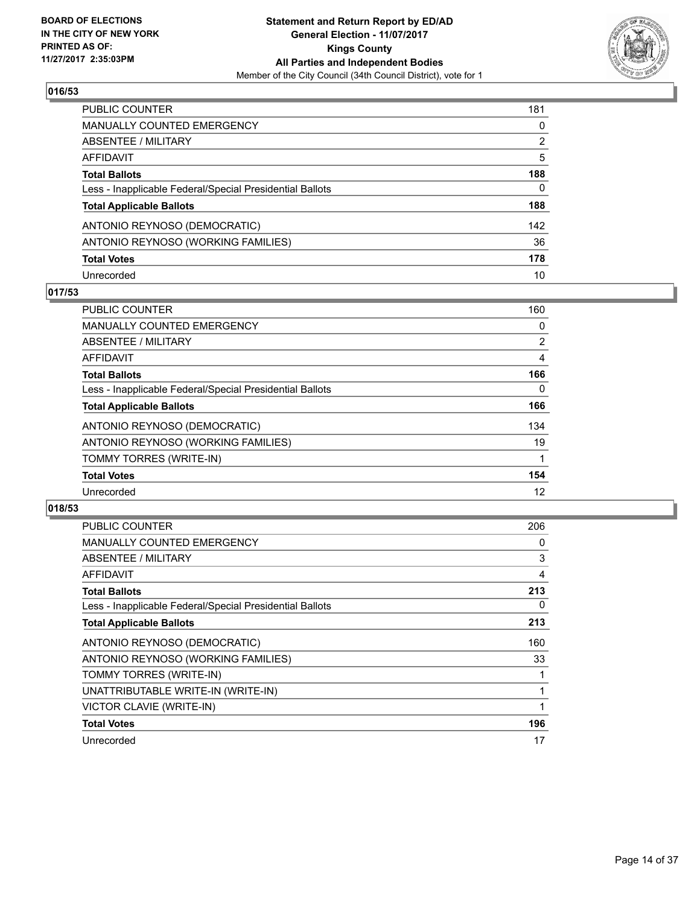**BOARD OF ELECTIONS IN THE CITY OF NEW YORK PRINTED AS OF: 11/27/2017 2:35:03PM**

**Statement and Return Report by ED/AD General Election - 11/07/2017 Kings County All Parties and Independent Bodies**

Member of the City Council (34th Council District), vote for 1

### 016/53

| | |
|---|---|
| PUBLIC COUNTER | 181 |
| MANUALLY COUNTED EMERGENCY | 0 |
| ABSENTEE / MILITARY | 2 |
| AFFIDAVIT | 5 |
| **Total Ballots** | **188** |
| Less - Inapplicable Federal/Special Presidential Ballots | 0 |
| **Total Applicable Ballots** | **188** |
| ANTONIO REYNOSO (DEMOCRATIC) | 142 |
| ANTONIO REYNOSO (WORKING FAMILIES) | 36 |
| **Total Votes** | **178** |
| Unrecorded | 10 |

### 017/53

| | |
|---|---|
| PUBLIC COUNTER | 160 |
| MANUALLY COUNTED EMERGENCY | 0 |
| ABSENTEE / MILITARY | 2 |
| AFFIDAVIT | 4 |
| **Total Ballots** | **166** |
| Less - Inapplicable Federal/Special Presidential Ballots | 0 |
| **Total Applicable Ballots** | **166** |
| ANTONIO REYNOSO (DEMOCRATIC) | 134 |
| ANTONIO REYNOSO (WORKING FAMILIES) | 19 |
| TOMMY TORRES (WRITE-IN) | 1 |
| **Total Votes** | **154** |
| Unrecorded | 12 |

### 018/53

| | |
|---|---|
| PUBLIC COUNTER | 206 |
| MANUALLY COUNTED EMERGENCY | 0 |
| ABSENTEE / MILITARY | 3 |
| AFFIDAVIT | 4 |
| **Total Ballots** | **213** |
| Less - Inapplicable Federal/Special Presidential Ballots | 0 |
| **Total Applicable Ballots** | **213** |
| ANTONIO REYNOSO (DEMOCRATIC) | 160 |
| ANTONIO REYNOSO (WORKING FAMILIES) | 33 |
| TOMMY TORRES (WRITE-IN) | 1 |
| UNATTRIBUTABLE WRITE-IN (WRITE-IN) | 1 |
| VICTOR CLAVIE (WRITE-IN) | 1 |
| **Total Votes** | **196** |
| Unrecorded | 17 |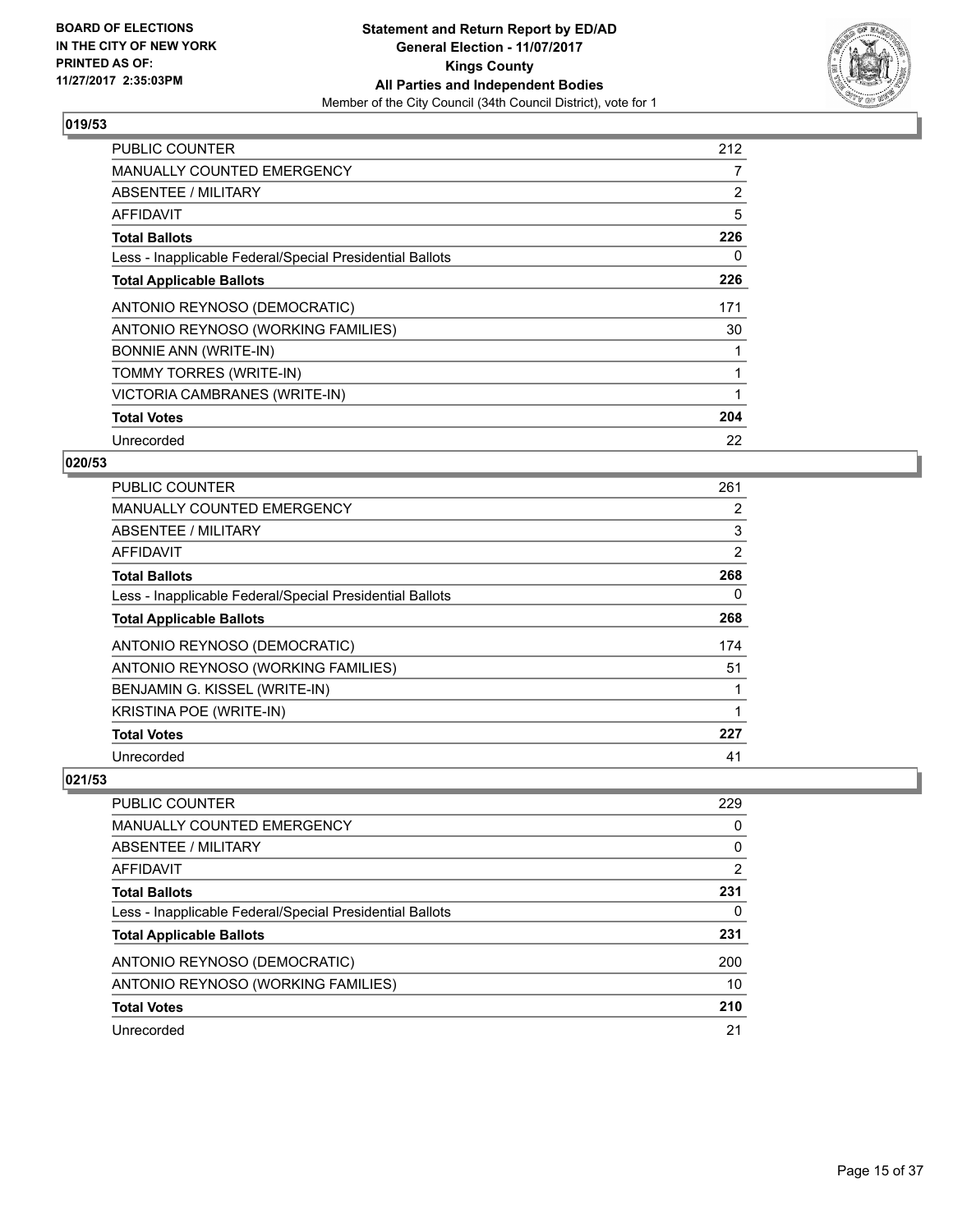BOARD OF ELECTIONS
IN THE CITY OF NEW YORK
PRINTED AS OF:
11/27/2017 2:35:03PM

**Statement and Return Report by ED/AD**
**General Election - 11/07/2017**
**Kings County**
**All Parties and Independent Bodies**
Member of the City Council (34th Council District), vote for 1

### 019/53

| | |
|---|---|
| PUBLIC COUNTER | 212 |
| MANUALLY COUNTED EMERGENCY | 7 |
| ABSENTEE / MILITARY | 2 |
| AFFIDAVIT | 5 |
| **Total Ballots** | **226** |
| Less - Inapplicable Federal/Special Presidential Ballots | 0 |
| **Total Applicable Ballots** | **226** |
| ANTONIO REYNOSO (DEMOCRATIC) | 171 |
| ANTONIO REYNOSO (WORKING FAMILIES) | 30 |
| BONNIE ANN (WRITE-IN) | 1 |
| TOMMY TORRES (WRITE-IN) | 1 |
| VICTORIA CAMBRANES (WRITE-IN) | 1 |
| **Total Votes** | **204** |
| Unrecorded | 22 |

### 020/53

| | |
|---|---|
| PUBLIC COUNTER | 261 |
| MANUALLY COUNTED EMERGENCY | 2 |
| ABSENTEE / MILITARY | 3 |
| AFFIDAVIT | 2 |
| **Total Ballots** | **268** |
| Less - Inapplicable Federal/Special Presidential Ballots | 0 |
| **Total Applicable Ballots** | **268** |
| ANTONIO REYNOSO (DEMOCRATIC) | 174 |
| ANTONIO REYNOSO (WORKING FAMILIES) | 51 |
| BENJAMIN G. KISSEL (WRITE-IN) | 1 |
| KRISTINA POE (WRITE-IN) | 1 |
| **Total Votes** | **227** |
| Unrecorded | 41 |

### 021/53

| | |
|---|---|
| PUBLIC COUNTER | 229 |
| MANUALLY COUNTED EMERGENCY | 0 |
| ABSENTEE / MILITARY | 0 |
| AFFIDAVIT | 2 |
| **Total Ballots** | **231** |
| Less - Inapplicable Federal/Special Presidential Ballots | 0 |
| **Total Applicable Ballots** | **231** |
| ANTONIO REYNOSO (DEMOCRATIC) | 200 |
| ANTONIO REYNOSO (WORKING FAMILIES) | 10 |
| **Total Votes** | **210** |
| Unrecorded | 21 |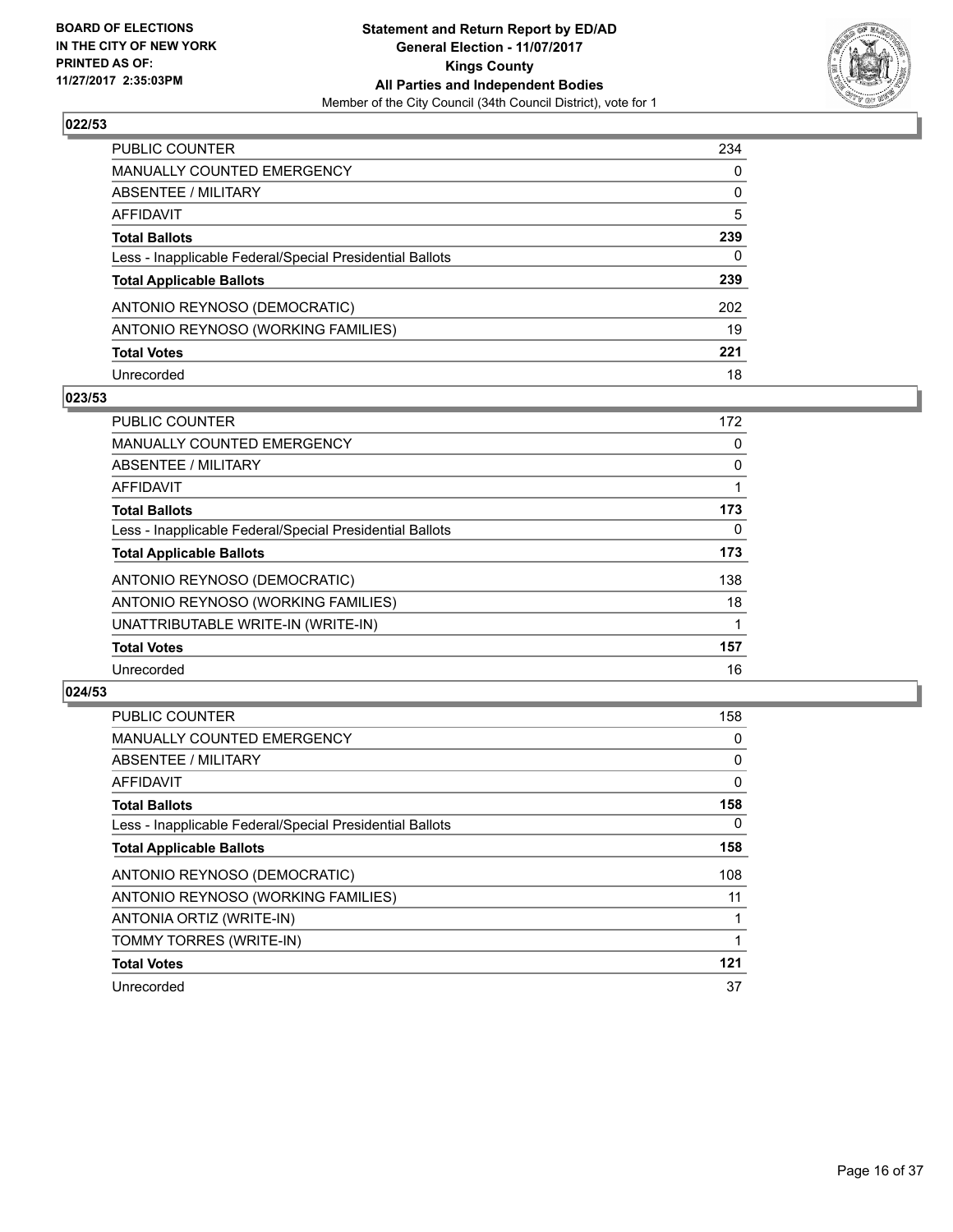**BOARD OF ELECTIONS IN THE CITY OF NEW YORK PRINTED AS OF: 11/27/2017 2:35:03PM**

**Statement and Return Report by ED/AD**
**General Election - 11/07/2017**
**Kings County**
**All Parties and Independent Bodies**
Member of the City Council (34th Council District), vote for 1

### 022/53

| | |
|---|---|
| PUBLIC COUNTER | 234 |
| MANUALLY COUNTED EMERGENCY | 0 |
| ABSENTEE / MILITARY | 0 |
| AFFIDAVIT | 5 |
| **Total Ballots** | **239** |
| Less - Inapplicable Federal/Special Presidential Ballots | 0 |
| **Total Applicable Ballots** | **239** |
| ANTONIO REYNOSO (DEMOCRATIC) | 202 |
| ANTONIO REYNOSO (WORKING FAMILIES) | 19 |
| **Total Votes** | **221** |
| Unrecorded | 18 |

### 023/53

| | |
|---|---|
| PUBLIC COUNTER | 172 |
| MANUALLY COUNTED EMERGENCY | 0 |
| ABSENTEE / MILITARY | 0 |
| AFFIDAVIT | 1 |
| **Total Ballots** | **173** |
| Less - Inapplicable Federal/Special Presidential Ballots | 0 |
| **Total Applicable Ballots** | **173** |
| ANTONIO REYNOSO (DEMOCRATIC) | 138 |
| ANTONIO REYNOSO (WORKING FAMILIES) | 18 |
| UNATTRIBUTABLE WRITE-IN (WRITE-IN) | 1 |
| **Total Votes** | **157** |
| Unrecorded | 16 |

### 024/53

| | |
|---|---|
| PUBLIC COUNTER | 158 |
| MANUALLY COUNTED EMERGENCY | 0 |
| ABSENTEE / MILITARY | 0 |
| AFFIDAVIT | 0 |
| **Total Ballots** | **158** |
| Less - Inapplicable Federal/Special Presidential Ballots | 0 |
| **Total Applicable Ballots** | **158** |
| ANTONIO REYNOSO (DEMOCRATIC) | 108 |
| ANTONIO REYNOSO (WORKING FAMILIES) | 11 |
| ANTONIA ORTIZ (WRITE-IN) | 1 |
| TOMMY TORRES (WRITE-IN) | 1 |
| **Total Votes** | **121** |
| Unrecorded | 37 |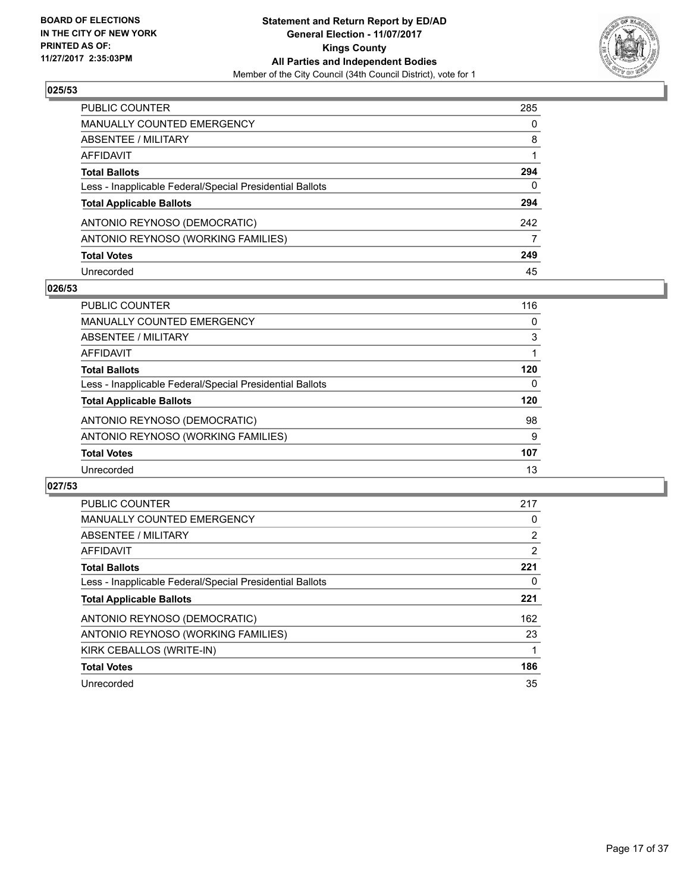**BOARD OF ELECTIONS IN THE CITY OF NEW YORK PRINTED AS OF: 11/27/2017 2:35:03PM**

**Statement and Return Report by ED/AD General Election - 11/07/2017 Kings County All Parties and Independent Bodies**

Member of the City Council (34th Council District), vote for 1

### 025/53

| | |
|---|---|
| PUBLIC COUNTER | 285 |
| MANUALLY COUNTED EMERGENCY | 0 |
| ABSENTEE / MILITARY | 8 |
| AFFIDAVIT | 1 |
| **Total Ballots** | **294** |
| Less - Inapplicable Federal/Special Presidential Ballots | 0 |
| **Total Applicable Ballots** | **294** |
| ANTONIO REYNOSO (DEMOCRATIC) | 242 |
| ANTONIO REYNOSO (WORKING FAMILIES) | 7 |
| **Total Votes** | **249** |
| Unrecorded | 45 |

### 026/53

| | |
|---|---|
| PUBLIC COUNTER | 116 |
| MANUALLY COUNTED EMERGENCY | 0 |
| ABSENTEE / MILITARY | 3 |
| AFFIDAVIT | 1 |
| **Total Ballots** | **120** |
| Less - Inapplicable Federal/Special Presidential Ballots | 0 |
| **Total Applicable Ballots** | **120** |
| ANTONIO REYNOSO (DEMOCRATIC) | 98 |
| ANTONIO REYNOSO (WORKING FAMILIES) | 9 |
| **Total Votes** | **107** |
| Unrecorded | 13 |

### 027/53

| | |
|---|---|
| PUBLIC COUNTER | 217 |
| MANUALLY COUNTED EMERGENCY | 0 |
| ABSENTEE / MILITARY | 2 |
| AFFIDAVIT | 2 |
| **Total Ballots** | **221** |
| Less - Inapplicable Federal/Special Presidential Ballots | 0 |
| **Total Applicable Ballots** | **221** |
| ANTONIO REYNOSO (DEMOCRATIC) | 162 |
| ANTONIO REYNOSO (WORKING FAMILIES) | 23 |
| KIRK CEBALLOS (WRITE-IN) | 1 |
| **Total Votes** | **186** |
| Unrecorded | 35 |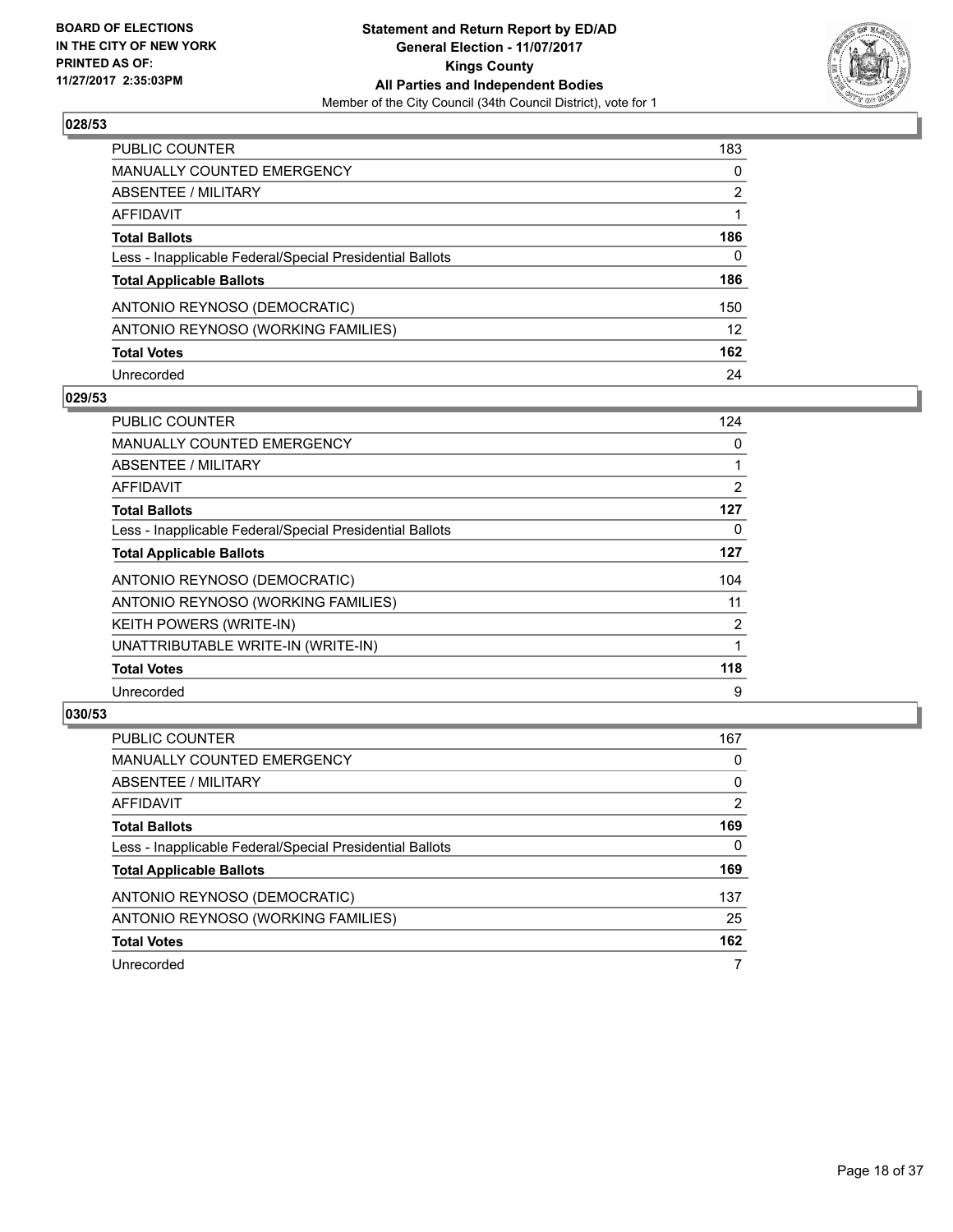BOARD OF ELECTIONS
IN THE CITY OF NEW YORK
PRINTED AS OF:
11/27/2017 2:35:03PM

**Statement and Return Report by ED/AD**
**General Election - 11/07/2017**
**Kings County**
**All Parties and Independent Bodies**
Member of the City Council (34th Council District), vote for 1

### 028/53

| | |
|---|---|
| PUBLIC COUNTER | 183 |
| MANUALLY COUNTED EMERGENCY | 0 |
| ABSENTEE / MILITARY | 2 |
| AFFIDAVIT | 1 |
| **Total Ballots** | **186** |
| Less - Inapplicable Federal/Special Presidential Ballots | 0 |
| **Total Applicable Ballots** | **186** |
| ANTONIO REYNOSO (DEMOCRATIC) | 150 |
| ANTONIO REYNOSO (WORKING FAMILIES) | 12 |
| **Total Votes** | **162** |
| Unrecorded | 24 |

### 029/53

| | |
|---|---|
| PUBLIC COUNTER | 124 |
| MANUALLY COUNTED EMERGENCY | 0 |
| ABSENTEE / MILITARY | 1 |
| AFFIDAVIT | 2 |
| **Total Ballots** | **127** |
| Less - Inapplicable Federal/Special Presidential Ballots | 0 |
| **Total Applicable Ballots** | **127** |
| ANTONIO REYNOSO (DEMOCRATIC) | 104 |
| ANTONIO REYNOSO (WORKING FAMILIES) | 11 |
| KEITH POWERS (WRITE-IN) | 2 |
| UNATTRIBUTABLE WRITE-IN (WRITE-IN) | 1 |
| **Total Votes** | **118** |
| Unrecorded | 9 |

### 030/53

| | |
|---|---|
| PUBLIC COUNTER | 167 |
| MANUALLY COUNTED EMERGENCY | 0 |
| ABSENTEE / MILITARY | 0 |
| AFFIDAVIT | 2 |
| **Total Ballots** | **169** |
| Less - Inapplicable Federal/Special Presidential Ballots | 0 |
| **Total Applicable Ballots** | **169** |
| ANTONIO REYNOSO (DEMOCRATIC) | 137 |
| ANTONIO REYNOSO (WORKING FAMILIES) | 25 |
| **Total Votes** | **162** |
| Unrecorded | 7 |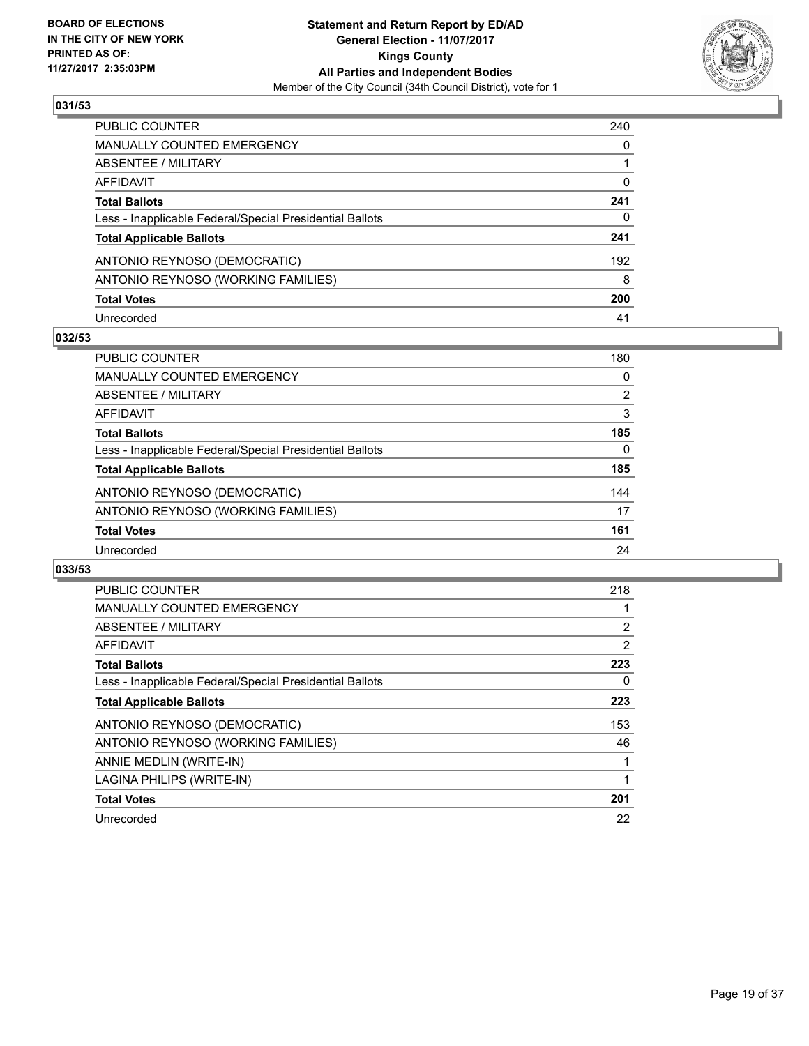**BOARD OF ELECTIONS IN THE CITY OF NEW YORK PRINTED AS OF: 11/27/2017 2:35:03PM**

**Statement and Return Report by ED/AD**
**General Election - 11/07/2017**
**Kings County**
**All Parties and Independent Bodies**
Member of the City Council (34th Council District), vote for 1

## 031/53

| | |
|---|---|
| PUBLIC COUNTER | 240 |
| MANUALLY COUNTED EMERGENCY | 0 |
| ABSENTEE / MILITARY | 1 |
| AFFIDAVIT | 0 |
| **Total Ballots** | **241** |
| Less - Inapplicable Federal/Special Presidential Ballots | 0 |
| **Total Applicable Ballots** | **241** |
| ANTONIO REYNOSO (DEMOCRATIC) | 192 |
| ANTONIO REYNOSO (WORKING FAMILIES) | 8 |
| **Total Votes** | **200** |
| Unrecorded | 41 |

## 032/53

| | |
|---|---|
| PUBLIC COUNTER | 180 |
| MANUALLY COUNTED EMERGENCY | 0 |
| ABSENTEE / MILITARY | 2 |
| AFFIDAVIT | 3 |
| **Total Ballots** | **185** |
| Less - Inapplicable Federal/Special Presidential Ballots | 0 |
| **Total Applicable Ballots** | **185** |
| ANTONIO REYNOSO (DEMOCRATIC) | 144 |
| ANTONIO REYNOSO (WORKING FAMILIES) | 17 |
| **Total Votes** | **161** |
| Unrecorded | 24 |

## 033/53

| | |
|---|---|
| PUBLIC COUNTER | 218 |
| MANUALLY COUNTED EMERGENCY | 1 |
| ABSENTEE / MILITARY | 2 |
| AFFIDAVIT | 2 |
| **Total Ballots** | **223** |
| Less - Inapplicable Federal/Special Presidential Ballots | 0 |
| **Total Applicable Ballots** | **223** |
| ANTONIO REYNOSO (DEMOCRATIC) | 153 |
| ANTONIO REYNOSO (WORKING FAMILIES) | 46 |
| ANNIE MEDLIN (WRITE-IN) | 1 |
| LAGINA PHILIPS (WRITE-IN) | 1 |
| **Total Votes** | **201** |
| Unrecorded | 22 |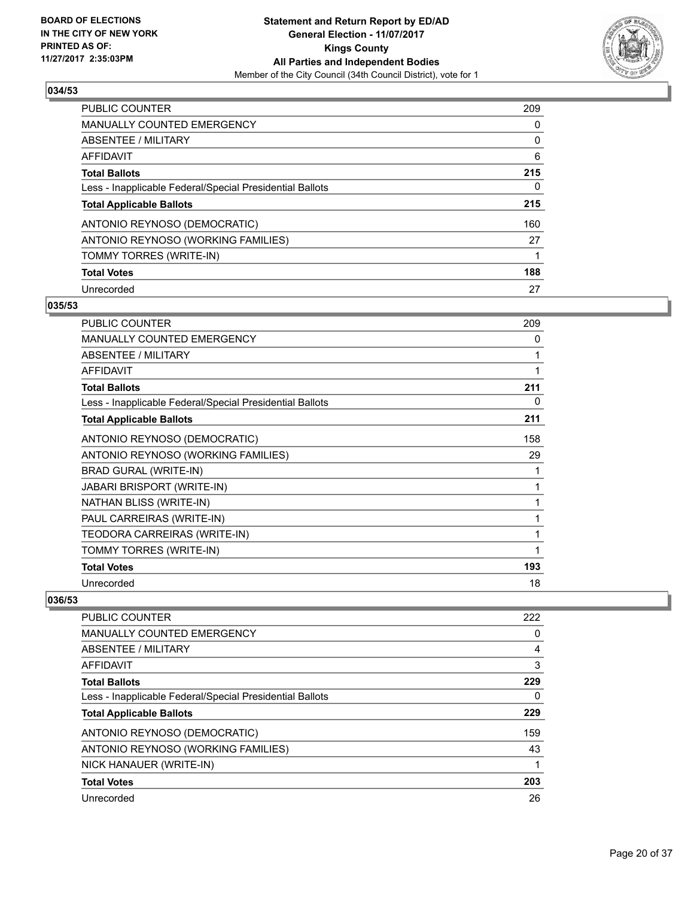**Statement and Return Report by ED/AD**
**General Election - 11/07/2017**
**Kings County**
**All Parties and Independent Bodies**
Member of the City Council (34th Council District), vote for 1

BOARD OF ELECTIONS IN THE CITY OF NEW YORK PRINTED AS OF: 11/27/2017 2:35:03PM

### 034/53

| | |
|---|---|
| PUBLIC COUNTER | 209 |
| MANUALLY COUNTED EMERGENCY | 0 |
| ABSENTEE / MILITARY | 0 |
| AFFIDAVIT | 6 |
| **Total Ballots** | **215** |
| Less - Inapplicable Federal/Special Presidential Ballots | 0 |
| **Total Applicable Ballots** | **215** |
| ANTONIO REYNOSO (DEMOCRATIC) | 160 |
| ANTONIO REYNOSO (WORKING FAMILIES) | 27 |
| TOMMY TORRES (WRITE-IN) | 1 |
| **Total Votes** | **188** |
| Unrecorded | 27 |

### 035/53

| | |
|---|---|
| PUBLIC COUNTER | 209 |
| MANUALLY COUNTED EMERGENCY | 0 |
| ABSENTEE / MILITARY | 1 |
| AFFIDAVIT | 1 |
| **Total Ballots** | **211** |
| Less - Inapplicable Federal/Special Presidential Ballots | 0 |
| **Total Applicable Ballots** | **211** |
| ANTONIO REYNOSO (DEMOCRATIC) | 158 |
| ANTONIO REYNOSO (WORKING FAMILIES) | 29 |
| BRAD GURAL (WRITE-IN) | 1 |
| JABARI BRISPORT (WRITE-IN) | 1 |
| NATHAN BLISS (WRITE-IN) | 1 |
| PAUL CARREIRAS (WRITE-IN) | 1 |
| TEODORA CARREIRAS (WRITE-IN) | 1 |
| TOMMY TORRES (WRITE-IN) | 1 |
| **Total Votes** | **193** |
| Unrecorded | 18 |

### 036/53

| | |
|---|---|
| PUBLIC COUNTER | 222 |
| MANUALLY COUNTED EMERGENCY | 0 |
| ABSENTEE / MILITARY | 4 |
| AFFIDAVIT | 3 |
| **Total Ballots** | **229** |
| Less - Inapplicable Federal/Special Presidential Ballots | 0 |
| **Total Applicable Ballots** | **229** |
| ANTONIO REYNOSO (DEMOCRATIC) | 159 |
| ANTONIO REYNOSO (WORKING FAMILIES) | 43 |
| NICK HANAUER (WRITE-IN) | 1 |
| **Total Votes** | **203** |
| Unrecorded | 26 |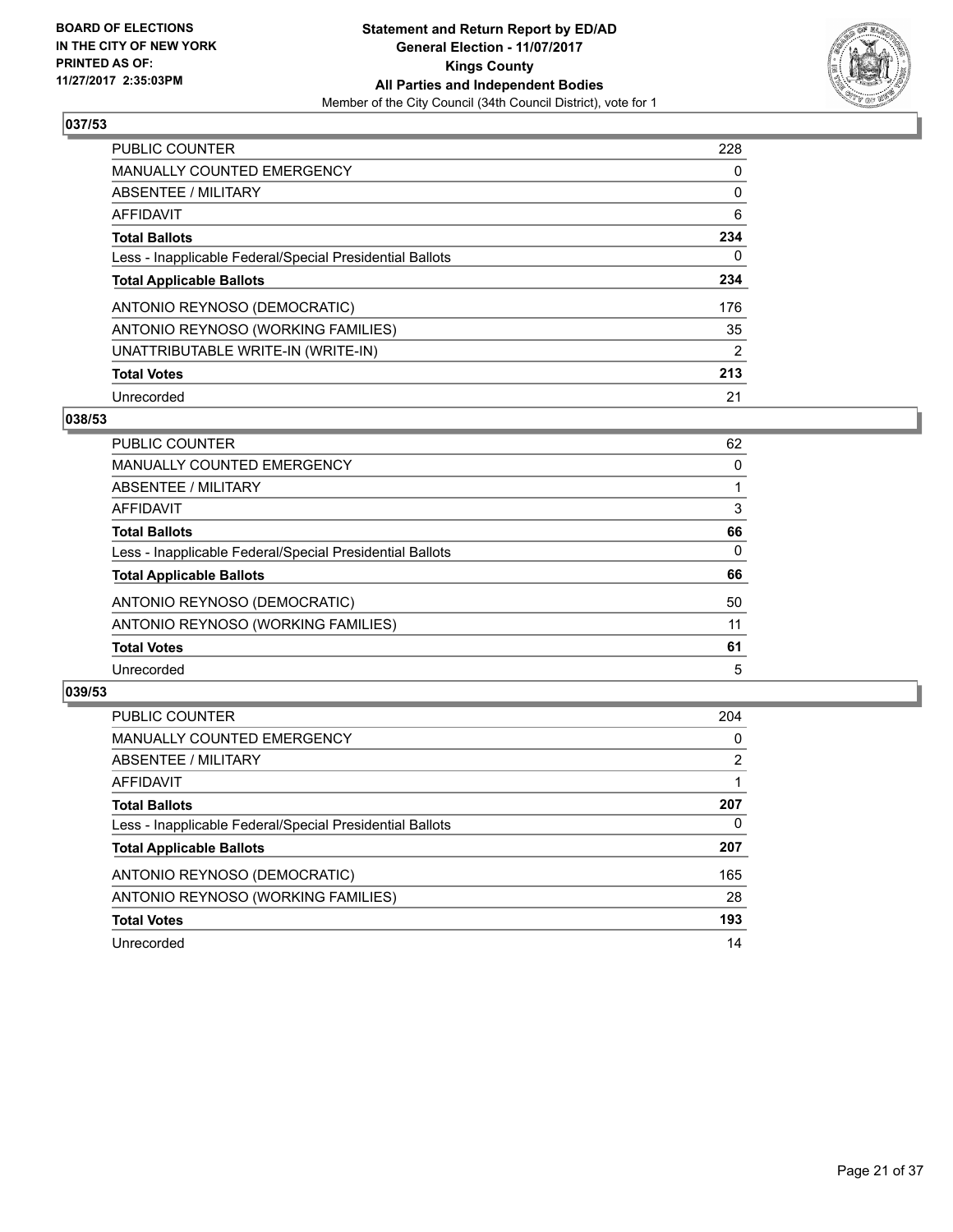**BOARD OF ELECTIONS IN THE CITY OF NEW YORK PRINTED AS OF: 11/27/2017 2:35:03PM**

**Statement and Return Report by ED/AD**
**General Election - 11/07/2017**
**Kings County**
**All Parties and Independent Bodies**
Member of the City Council (34th Council District), vote for 1

### 037/53

| | |
|---|---|
| PUBLIC COUNTER | 228 |
| MANUALLY COUNTED EMERGENCY | 0 |
| ABSENTEE / MILITARY | 0 |
| AFFIDAVIT | 6 |
| **Total Ballots** | **234** |
| Less - Inapplicable Federal/Special Presidential Ballots | 0 |
| **Total Applicable Ballots** | **234** |
| ANTONIO REYNOSO (DEMOCRATIC) | 176 |
| ANTONIO REYNOSO (WORKING FAMILIES) | 35 |
| UNATTRIBUTABLE WRITE-IN (WRITE-IN) | 2 |
| **Total Votes** | **213** |
| Unrecorded | 21 |

### 038/53

| | |
|---|---|
| PUBLIC COUNTER | 62 |
| MANUALLY COUNTED EMERGENCY | 0 |
| ABSENTEE / MILITARY | 1 |
| AFFIDAVIT | 3 |
| **Total Ballots** | **66** |
| Less - Inapplicable Federal/Special Presidential Ballots | 0 |
| **Total Applicable Ballots** | **66** |
| ANTONIO REYNOSO (DEMOCRATIC) | 50 |
| ANTONIO REYNOSO (WORKING FAMILIES) | 11 |
| **Total Votes** | **61** |
| Unrecorded | 5 |

### 039/53

| | |
|---|---|
| PUBLIC COUNTER | 204 |
| MANUALLY COUNTED EMERGENCY | 0 |
| ABSENTEE / MILITARY | 2 |
| AFFIDAVIT | 1 |
| **Total Ballots** | **207** |
| Less - Inapplicable Federal/Special Presidential Ballots | 0 |
| **Total Applicable Ballots** | **207** |
| ANTONIO REYNOSO (DEMOCRATIC) | 165 |
| ANTONIO REYNOSO (WORKING FAMILIES) | 28 |
| **Total Votes** | **193** |
| Unrecorded | 14 |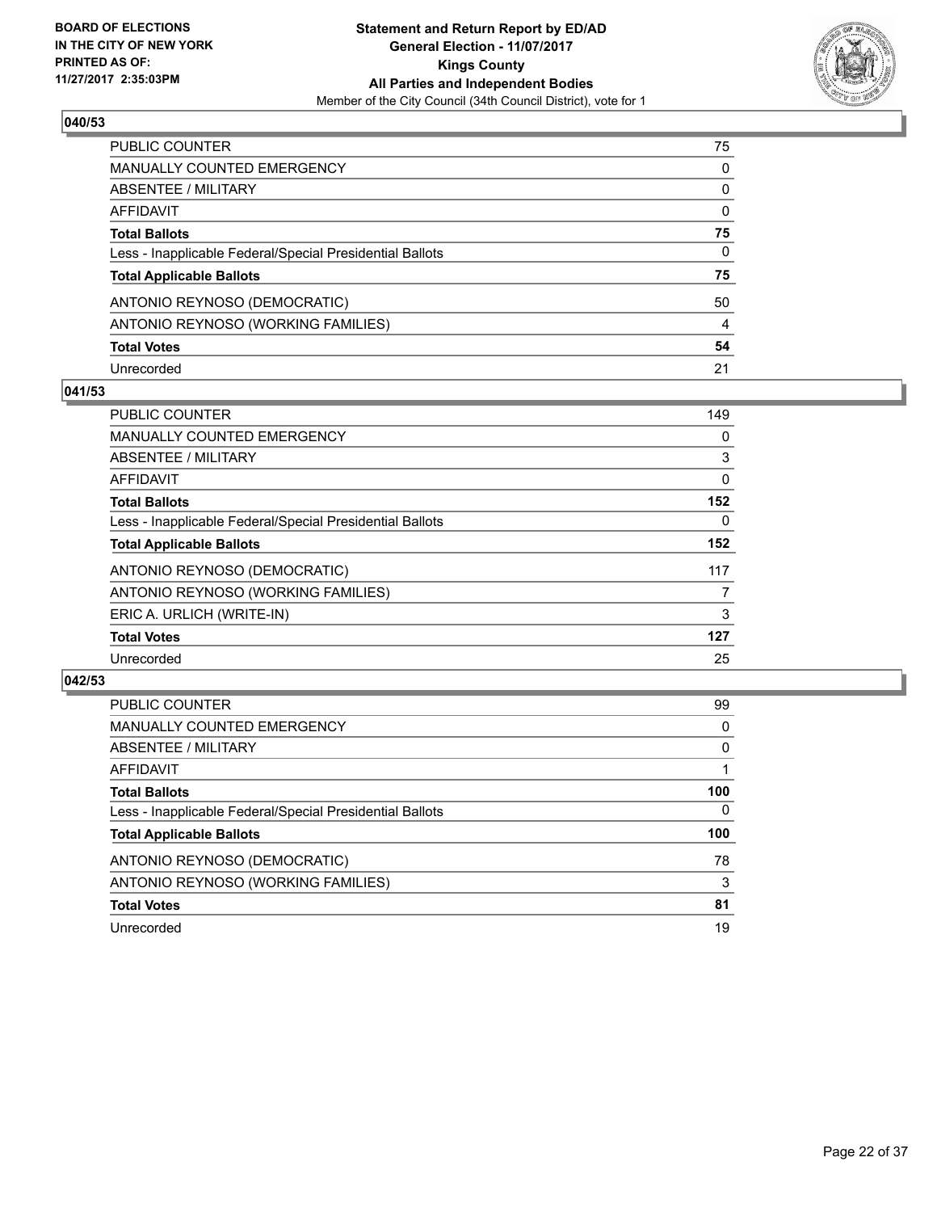**BOARD OF ELECTIONS IN THE CITY OF NEW YORK PRINTED AS OF: 11/27/2017 2:35:03PM**

**Statement and Return Report by ED/AD General Election - 11/07/2017 Kings County All Parties and Independent Bodies**

Member of the City Council (34th Council District), vote for 1

## 040/53

| | |
|---|---|
| PUBLIC COUNTER | 75 |
| MANUALLY COUNTED EMERGENCY | 0 |
| ABSENTEE / MILITARY | 0 |
| AFFIDAVIT | 0 |
| **Total Ballots** | **75** |
| Less - Inapplicable Federal/Special Presidential Ballots | 0 |
| **Total Applicable Ballots** | **75** |
| ANTONIO REYNOSO (DEMOCRATIC) | 50 |
| ANTONIO REYNOSO (WORKING FAMILIES) | 4 |
| **Total Votes** | **54** |
| Unrecorded | 21 |

## 041/53

| | |
|---|---|
| PUBLIC COUNTER | 149 |
| MANUALLY COUNTED EMERGENCY | 0 |
| ABSENTEE / MILITARY | 3 |
| AFFIDAVIT | 0 |
| **Total Ballots** | **152** |
| Less - Inapplicable Federal/Special Presidential Ballots | 0 |
| **Total Applicable Ballots** | **152** |
| ANTONIO REYNOSO (DEMOCRATIC) | 117 |
| ANTONIO REYNOSO (WORKING FAMILIES) | 7 |
| ERIC A. URLICH (WRITE-IN) | 3 |
| **Total Votes** | **127** |
| Unrecorded | 25 |

## 042/53

| | |
|---|---|
| PUBLIC COUNTER | 99 |
| MANUALLY COUNTED EMERGENCY | 0 |
| ABSENTEE / MILITARY | 0 |
| AFFIDAVIT | 1 |
| **Total Ballots** | **100** |
| Less - Inapplicable Federal/Special Presidential Ballots | 0 |
| **Total Applicable Ballots** | **100** |
| ANTONIO REYNOSO (DEMOCRATIC) | 78 |
| ANTONIO REYNOSO (WORKING FAMILIES) | 3 |
| **Total Votes** | **81** |
| Unrecorded | 19 |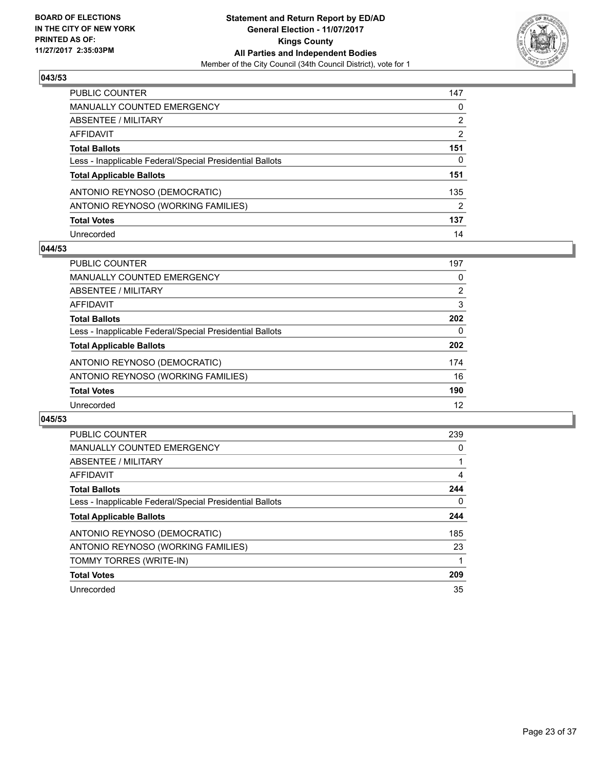**Statement and Return Report by ED/AD**
**General Election - 11/07/2017**
**Kings County**
**All Parties and Independent Bodies**
Member of the City Council (34th Council District), vote for 1

BOARD OF ELECTIONS IN THE CITY OF NEW YORK PRINTED AS OF: 11/27/2017 2:35:03PM

### 043/53

| | |
|---|---|
| PUBLIC COUNTER | 147 |
| MANUALLY COUNTED EMERGENCY | 0 |
| ABSENTEE / MILITARY | 2 |
| AFFIDAVIT | 2 |
| **Total Ballots** | **151** |
| Less - Inapplicable Federal/Special Presidential Ballots | 0 |
| **Total Applicable Ballots** | **151** |
| ANTONIO REYNOSO (DEMOCRATIC) | 135 |
| ANTONIO REYNOSO (WORKING FAMILIES) | 2 |
| **Total Votes** | **137** |
| Unrecorded | 14 |

### 044/53

| | |
|---|---|
| PUBLIC COUNTER | 197 |
| MANUALLY COUNTED EMERGENCY | 0 |
| ABSENTEE / MILITARY | 2 |
| AFFIDAVIT | 3 |
| **Total Ballots** | **202** |
| Less - Inapplicable Federal/Special Presidential Ballots | 0 |
| **Total Applicable Ballots** | **202** |
| ANTONIO REYNOSO (DEMOCRATIC) | 174 |
| ANTONIO REYNOSO (WORKING FAMILIES) | 16 |
| **Total Votes** | **190** |
| Unrecorded | 12 |

### 045/53

| | |
|---|---|
| PUBLIC COUNTER | 239 |
| MANUALLY COUNTED EMERGENCY | 0 |
| ABSENTEE / MILITARY | 1 |
| AFFIDAVIT | 4 |
| **Total Ballots** | **244** |
| Less - Inapplicable Federal/Special Presidential Ballots | 0 |
| **Total Applicable Ballots** | **244** |
| ANTONIO REYNOSO (DEMOCRATIC) | 185 |
| ANTONIO REYNOSO (WORKING FAMILIES) | 23 |
| TOMMY TORRES (WRITE-IN) | 1 |
| **Total Votes** | **209** |
| Unrecorded | 35 |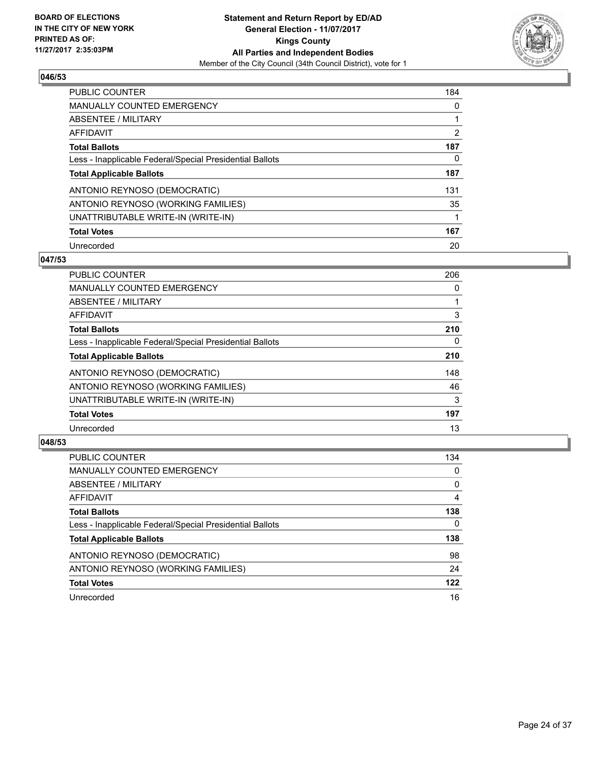**BOARD OF ELECTIONS IN THE CITY OF NEW YORK PRINTED AS OF: 11/27/2017 2:35:03PM**

**Statement and Return Report by ED/AD**
**General Election - 11/07/2017**
**Kings County**
**All Parties and Independent Bodies**
Member of the City Council (34th Council District), vote for 1

**046/53**

| | |
|---|---|
| PUBLIC COUNTER | 184 |
| MANUALLY COUNTED EMERGENCY | 0 |
| ABSENTEE / MILITARY | 1 |
| AFFIDAVIT | 2 |
| **Total Ballots** | **187** |
| Less - Inapplicable Federal/Special Presidential Ballots | 0 |
| **Total Applicable Ballots** | **187** |
| ANTONIO REYNOSO (DEMOCRATIC) | 131 |
| ANTONIO REYNOSO (WORKING FAMILIES) | 35 |
| UNATTRIBUTABLE WRITE-IN (WRITE-IN) | 1 |
| **Total Votes** | **167** |
| Unrecorded | 20 |

**047/53**

| | |
|---|---|
| PUBLIC COUNTER | 206 |
| MANUALLY COUNTED EMERGENCY | 0 |
| ABSENTEE / MILITARY | 1 |
| AFFIDAVIT | 3 |
| **Total Ballots** | **210** |
| Less - Inapplicable Federal/Special Presidential Ballots | 0 |
| **Total Applicable Ballots** | **210** |
| ANTONIO REYNOSO (DEMOCRATIC) | 148 |
| ANTONIO REYNOSO (WORKING FAMILIES) | 46 |
| UNATTRIBUTABLE WRITE-IN (WRITE-IN) | 3 |
| **Total Votes** | **197** |
| Unrecorded | 13 |

**048/53**

| | |
|---|---|
| PUBLIC COUNTER | 134 |
| MANUALLY COUNTED EMERGENCY | 0 |
| ABSENTEE / MILITARY | 0 |
| AFFIDAVIT | 4 |
| **Total Ballots** | **138** |
| Less - Inapplicable Federal/Special Presidential Ballots | 0 |
| **Total Applicable Ballots** | **138** |
| ANTONIO REYNOSO (DEMOCRATIC) | 98 |
| ANTONIO REYNOSO (WORKING FAMILIES) | 24 |
| **Total Votes** | **122** |
| Unrecorded | 16 |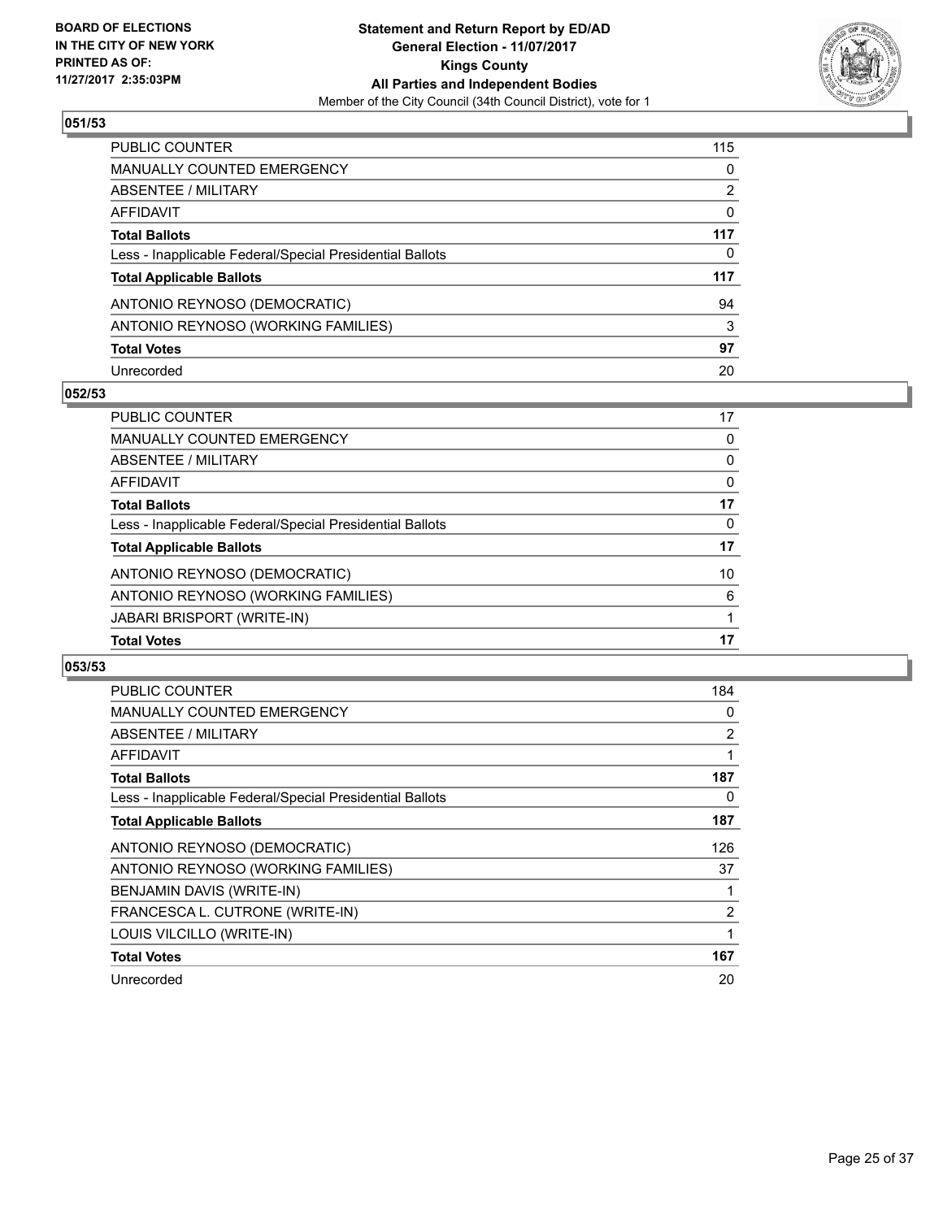**BOARD OF ELECTIONS IN THE CITY OF NEW YORK PRINTED AS OF: 11/27/2017 2:35:03PM**

**Statement and Return Report by ED/AD General Election - 11/07/2017 Kings County All Parties and Independent Bodies**

Member of the City Council (34th Council District), vote for 1

## 051/53

| | |
|---|---|
| PUBLIC COUNTER | 115 |
| MANUALLY COUNTED EMERGENCY | 0 |
| ABSENTEE / MILITARY | 2 |
| AFFIDAVIT | 0 |
| **Total Ballots** | **117** |
| Less - Inapplicable Federal/Special Presidential Ballots | 0 |
| **Total Applicable Ballots** | **117** |
| ANTONIO REYNOSO (DEMOCRATIC) | 94 |
| ANTONIO REYNOSO (WORKING FAMILIES) | 3 |
| **Total Votes** | **97** |
| Unrecorded | 20 |

## 052/53

| | |
|---|---|
| PUBLIC COUNTER | 17 |
| MANUALLY COUNTED EMERGENCY | 0 |
| ABSENTEE / MILITARY | 0 |
| AFFIDAVIT | 0 |
| **Total Ballots** | **17** |
| Less - Inapplicable Federal/Special Presidential Ballots | 0 |
| **Total Applicable Ballots** | **17** |
| ANTONIO REYNOSO (DEMOCRATIC) | 10 |
| ANTONIO REYNOSO (WORKING FAMILIES) | 6 |
| JABARI BRISPORT (WRITE-IN) | 1 |
| **Total Votes** | **17** |

## 053/53

| | |
|---|---|
| PUBLIC COUNTER | 184 |
| MANUALLY COUNTED EMERGENCY | 0 |
| ABSENTEE / MILITARY | 2 |
| AFFIDAVIT | 1 |
| **Total Ballots** | **187** |
| Less - Inapplicable Federal/Special Presidential Ballots | 0 |
| **Total Applicable Ballots** | **187** |
| ANTONIO REYNOSO (DEMOCRATIC) | 126 |
| ANTONIO REYNOSO (WORKING FAMILIES) | 37 |
| BENJAMIN DAVIS (WRITE-IN) | 1 |
| FRANCESCA L. CUTRONE (WRITE-IN) | 2 |
| LOUIS VILCILLO (WRITE-IN) | 1 |
| **Total Votes** | **167** |
| Unrecorded | 20 |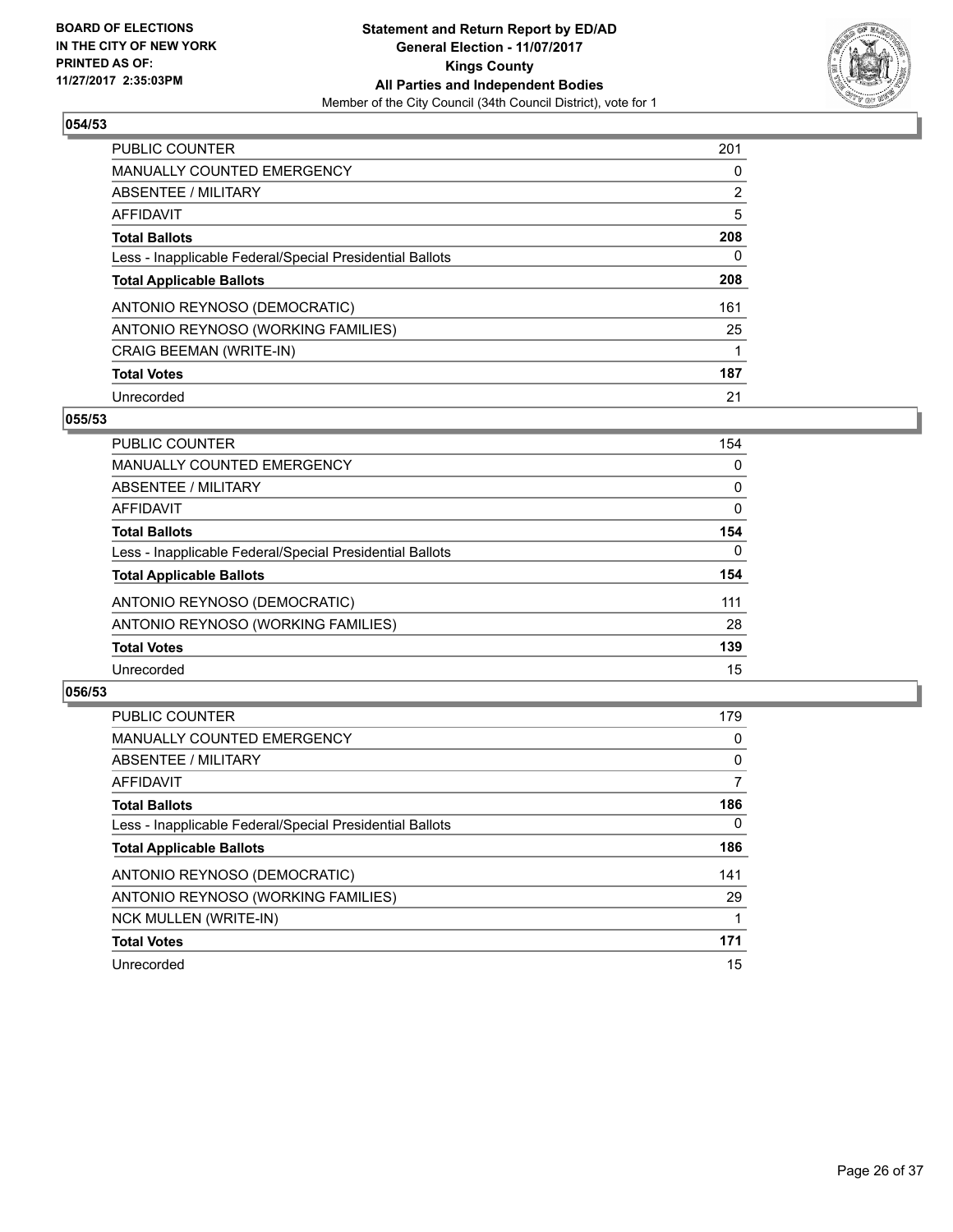**BOARD OF ELECTIONS IN THE CITY OF NEW YORK PRINTED AS OF: 11/27/2017 2:35:03PM**

**Statement and Return Report by ED/AD**
**General Election - 11/07/2017**
**Kings County**
**All Parties and Independent Bodies**
Member of the City Council (34th Council District), vote for 1

### 054/53

| | |
|---|---|
| PUBLIC COUNTER | 201 |
| MANUALLY COUNTED EMERGENCY | 0 |
| ABSENTEE / MILITARY | 2 |
| AFFIDAVIT | 5 |
| **Total Ballots** | **208** |
| Less - Inapplicable Federal/Special Presidential Ballots | 0 |
| **Total Applicable Ballots** | **208** |
| ANTONIO REYNOSO (DEMOCRATIC) | 161 |
| ANTONIO REYNOSO (WORKING FAMILIES) | 25 |
| CRAIG BEEMAN (WRITE-IN) | 1 |
| **Total Votes** | **187** |
| Unrecorded | 21 |

### 055/53

| | |
|---|---|
| PUBLIC COUNTER | 154 |
| MANUALLY COUNTED EMERGENCY | 0 |
| ABSENTEE / MILITARY | 0 |
| AFFIDAVIT | 0 |
| **Total Ballots** | **154** |
| Less - Inapplicable Federal/Special Presidential Ballots | 0 |
| **Total Applicable Ballots** | **154** |
| ANTONIO REYNOSO (DEMOCRATIC) | 111 |
| ANTONIO REYNOSO (WORKING FAMILIES) | 28 |
| **Total Votes** | **139** |
| Unrecorded | 15 |

### 056/53

| | |
|---|---|
| PUBLIC COUNTER | 179 |
| MANUALLY COUNTED EMERGENCY | 0 |
| ABSENTEE / MILITARY | 0 |
| AFFIDAVIT | 7 |
| **Total Ballots** | **186** |
| Less - Inapplicable Federal/Special Presidential Ballots | 0 |
| **Total Applicable Ballots** | **186** |
| ANTONIO REYNOSO (DEMOCRATIC) | 141 |
| ANTONIO REYNOSO (WORKING FAMILIES) | 29 |
| NCK MULLEN (WRITE-IN) | 1 |
| **Total Votes** | **171** |
| Unrecorded | 15 |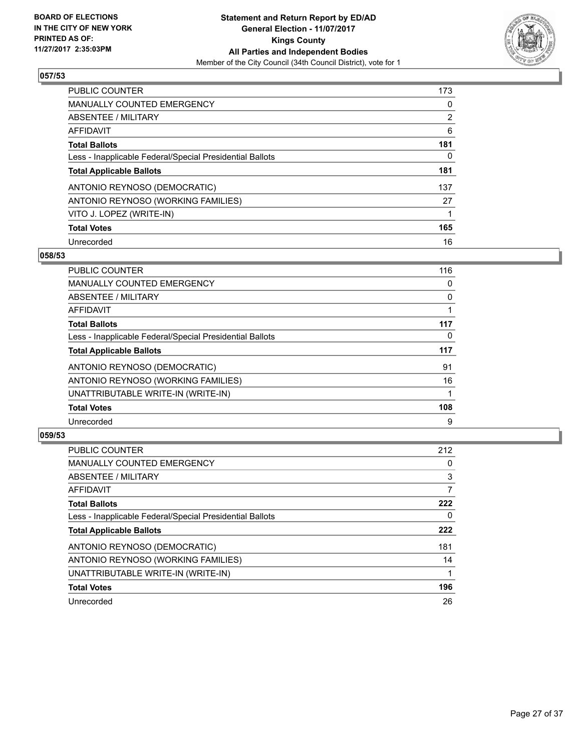**BOARD OF ELECTIONS IN THE CITY OF NEW YORK PRINTED AS OF: 11/27/2017 2:35:03PM**

**Statement and Return Report by ED/AD**
**General Election - 11/07/2017**
**Kings County**
**All Parties and Independent Bodies**
Member of the City Council (34th Council District), vote for 1

### 057/53

| | |
|---|---|
| PUBLIC COUNTER | 173 |
| MANUALLY COUNTED EMERGENCY | 0 |
| ABSENTEE / MILITARY | 2 |
| AFFIDAVIT | 6 |
| **Total Ballots** | **181** |
| Less - Inapplicable Federal/Special Presidential Ballots | 0 |
| **Total Applicable Ballots** | **181** |
| ANTONIO REYNOSO (DEMOCRATIC) | 137 |
| ANTONIO REYNOSO (WORKING FAMILIES) | 27 |
| VITO J. LOPEZ (WRITE-IN) | 1 |
| **Total Votes** | **165** |
| Unrecorded | 16 |

### 058/53

| | |
|---|---|
| PUBLIC COUNTER | 116 |
| MANUALLY COUNTED EMERGENCY | 0 |
| ABSENTEE / MILITARY | 0 |
| AFFIDAVIT | 1 |
| **Total Ballots** | **117** |
| Less - Inapplicable Federal/Special Presidential Ballots | 0 |
| **Total Applicable Ballots** | **117** |
| ANTONIO REYNOSO (DEMOCRATIC) | 91 |
| ANTONIO REYNOSO (WORKING FAMILIES) | 16 |
| UNATTRIBUTABLE WRITE-IN (WRITE-IN) | 1 |
| **Total Votes** | **108** |
| Unrecorded | 9 |

### 059/53

| | |
|---|---|
| PUBLIC COUNTER | 212 |
| MANUALLY COUNTED EMERGENCY | 0 |
| ABSENTEE / MILITARY | 3 |
| AFFIDAVIT | 7 |
| **Total Ballots** | **222** |
| Less - Inapplicable Federal/Special Presidential Ballots | 0 |
| **Total Applicable Ballots** | **222** |
| ANTONIO REYNOSO (DEMOCRATIC) | 181 |
| ANTONIO REYNOSO (WORKING FAMILIES) | 14 |
| UNATTRIBUTABLE WRITE-IN (WRITE-IN) | 1 |
| **Total Votes** | **196** |
| Unrecorded | 26 |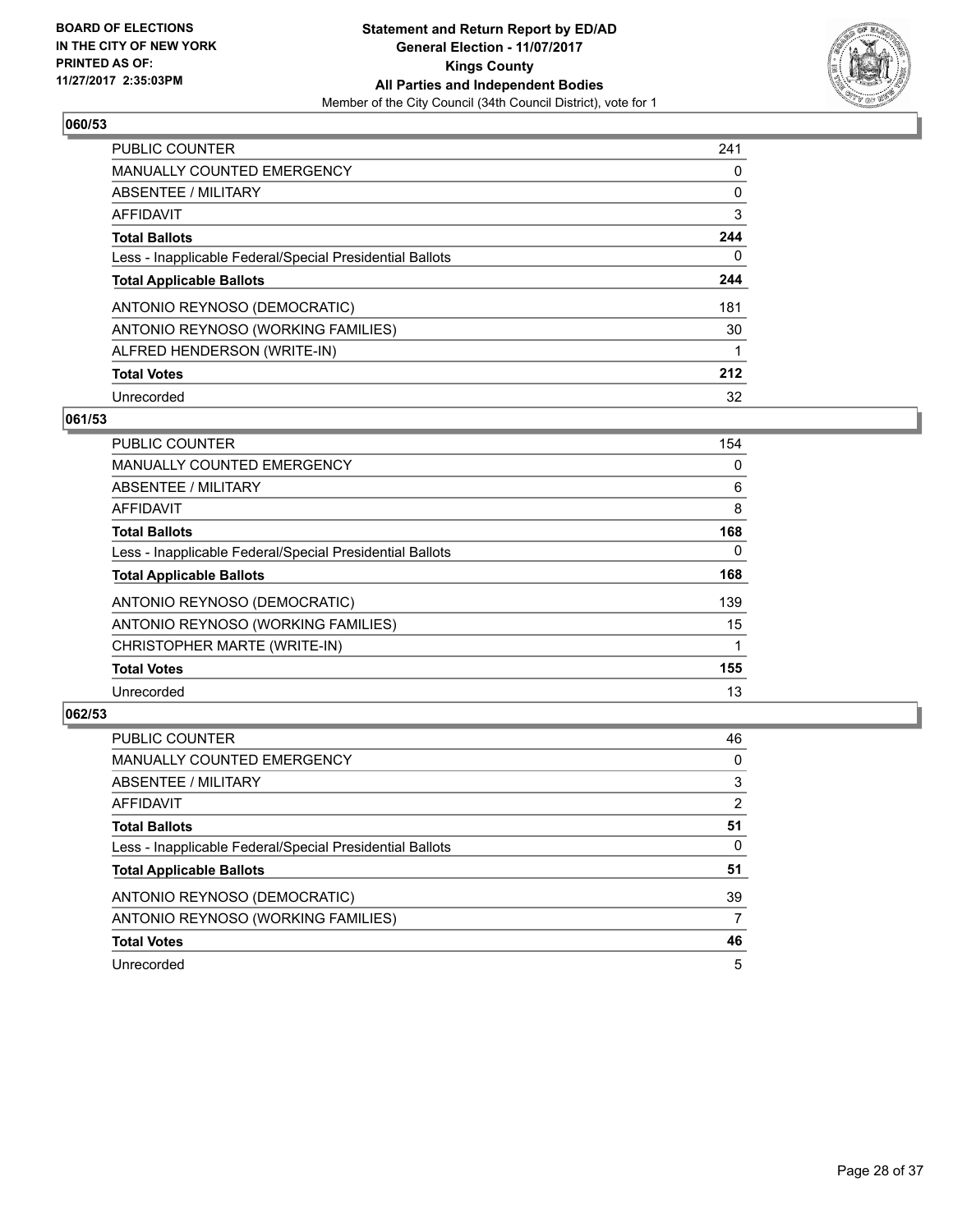**BOARD OF ELECTIONS IN THE CITY OF NEW YORK PRINTED AS OF: 11/27/2017 2:35:03PM**

**Statement and Return Report by ED/AD**
**General Election - 11/07/2017**
**Kings County**
**All Parties and Independent Bodies**
Member of the City Council (34th Council District), vote for 1

### 060/53

| | |
|---|---|
| PUBLIC COUNTER | 241 |
| MANUALLY COUNTED EMERGENCY | 0 |
| ABSENTEE / MILITARY | 0 |
| AFFIDAVIT | 3 |
| **Total Ballots** | **244** |
| Less - Inapplicable Federal/Special Presidential Ballots | 0 |
| **Total Applicable Ballots** | **244** |
| ANTONIO REYNOSO (DEMOCRATIC) | 181 |
| ANTONIO REYNOSO (WORKING FAMILIES) | 30 |
| ALFRED HENDERSON (WRITE-IN) | 1 |
| **Total Votes** | **212** |
| Unrecorded | 32 |

### 061/53

| | |
|---|---|
| PUBLIC COUNTER | 154 |
| MANUALLY COUNTED EMERGENCY | 0 |
| ABSENTEE / MILITARY | 6 |
| AFFIDAVIT | 8 |
| **Total Ballots** | **168** |
| Less - Inapplicable Federal/Special Presidential Ballots | 0 |
| **Total Applicable Ballots** | **168** |
| ANTONIO REYNOSO (DEMOCRATIC) | 139 |
| ANTONIO REYNOSO (WORKING FAMILIES) | 15 |
| CHRISTOPHER MARTE (WRITE-IN) | 1 |
| **Total Votes** | **155** |
| Unrecorded | 13 |

### 062/53

| | |
|---|---|
| PUBLIC COUNTER | 46 |
| MANUALLY COUNTED EMERGENCY | 0 |
| ABSENTEE / MILITARY | 3 |
| AFFIDAVIT | 2 |
| **Total Ballots** | **51** |
| Less - Inapplicable Federal/Special Presidential Ballots | 0 |
| **Total Applicable Ballots** | **51** |
| ANTONIO REYNOSO (DEMOCRATIC) | 39 |
| ANTONIO REYNOSO (WORKING FAMILIES) | 7 |
| **Total Votes** | **46** |
| Unrecorded | 5 |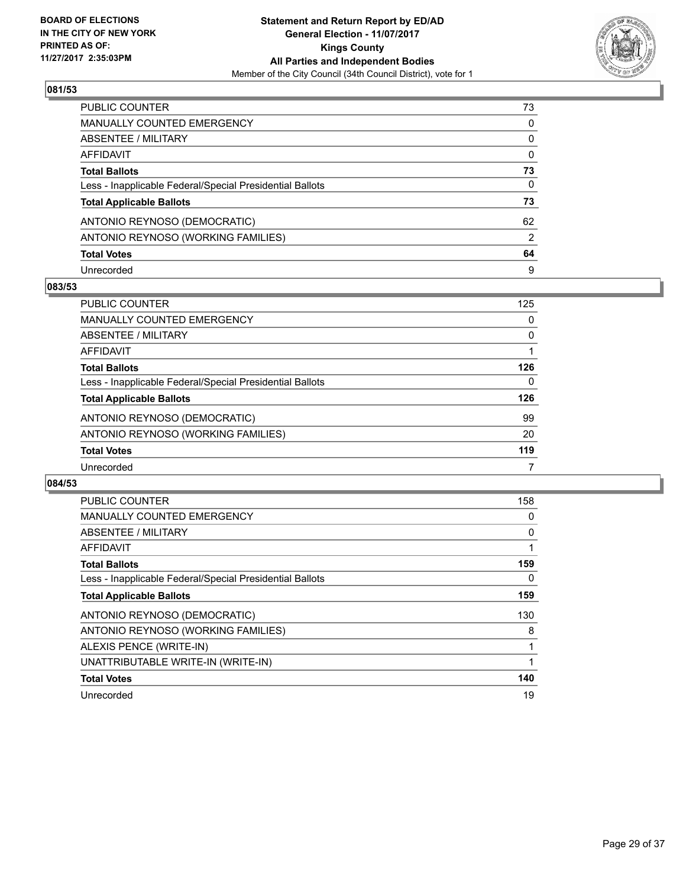BOARD OF ELECTIONS IN THE CITY OF NEW YORK PRINTED AS OF: 11/27/2017 2:35:03PM

**Statement and Return Report by ED/AD**
**General Election - 11/07/2017**
**Kings County**
**All Parties and Independent Bodies**
Member of the City Council (34th Council District), vote for 1

### 081/53

| | |
|---|---|
| PUBLIC COUNTER | 73 |
| MANUALLY COUNTED EMERGENCY | 0 |
| ABSENTEE / MILITARY | 0 |
| AFFIDAVIT | 0 |
| **Total Ballots** | **73** |
| Less - Inapplicable Federal/Special Presidential Ballots | 0 |
| **Total Applicable Ballots** | **73** |
| ANTONIO REYNOSO (DEMOCRATIC) | 62 |
| ANTONIO REYNOSO (WORKING FAMILIES) | 2 |
| **Total Votes** | **64** |
| Unrecorded | 9 |

### 083/53

| | |
|---|---|
| PUBLIC COUNTER | 125 |
| MANUALLY COUNTED EMERGENCY | 0 |
| ABSENTEE / MILITARY | 0 |
| AFFIDAVIT | 1 |
| **Total Ballots** | **126** |
| Less - Inapplicable Federal/Special Presidential Ballots | 0 |
| **Total Applicable Ballots** | **126** |
| ANTONIO REYNOSO (DEMOCRATIC) | 99 |
| ANTONIO REYNOSO (WORKING FAMILIES) | 20 |
| **Total Votes** | **119** |
| Unrecorded | 7 |

### 084/53

| | |
|---|---|
| PUBLIC COUNTER | 158 |
| MANUALLY COUNTED EMERGENCY | 0 |
| ABSENTEE / MILITARY | 0 |
| AFFIDAVIT | 1 |
| **Total Ballots** | **159** |
| Less - Inapplicable Federal/Special Presidential Ballots | 0 |
| **Total Applicable Ballots** | **159** |
| ANTONIO REYNOSO (DEMOCRATIC) | 130 |
| ANTONIO REYNOSO (WORKING FAMILIES) | 8 |
| ALEXIS PENCE (WRITE-IN) | 1 |
| UNATTRIBUTABLE WRITE-IN (WRITE-IN) | 1 |
| **Total Votes** | **140** |
| Unrecorded | 19 |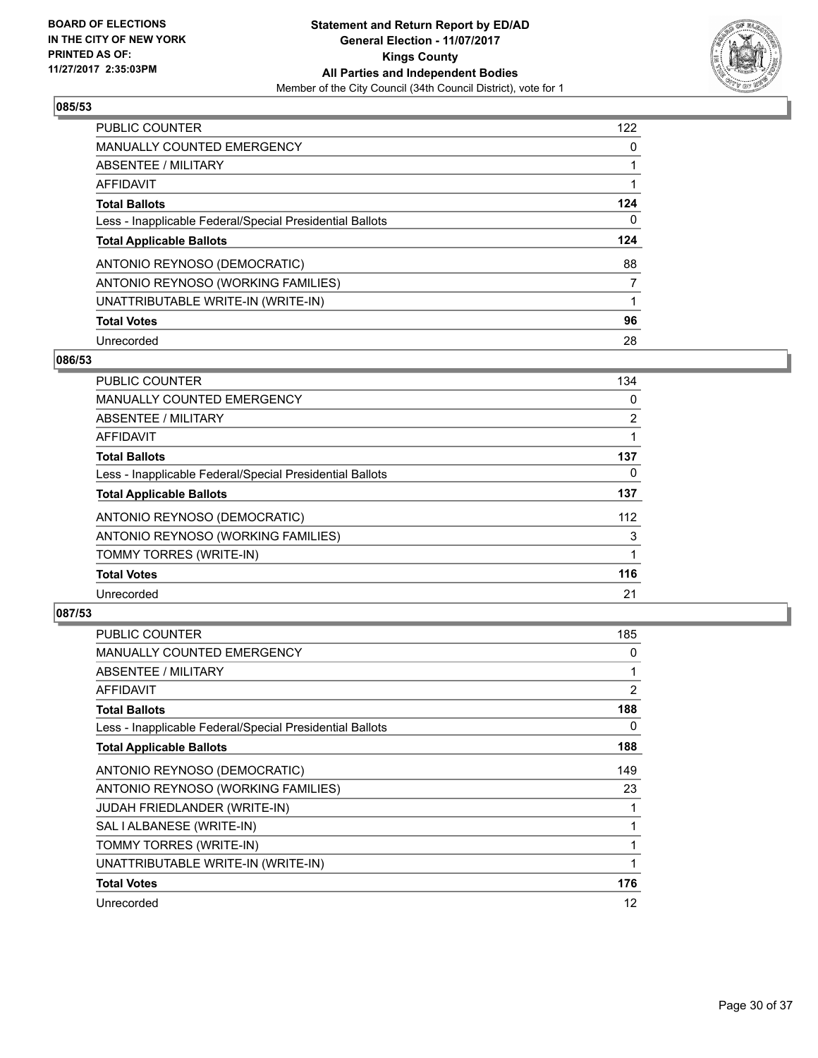**BOARD OF ELECTIONS IN THE CITY OF NEW YORK PRINTED AS OF: 11/27/2017 2:35:03PM**

# Statement and Return Report by ED/AD
## General Election - 11/07/2017
## Kings County
## All Parties and Independent Bodies
Member of the City Council (34th Council District), vote for 1

### 085/53

| | |
|---|---|
| PUBLIC COUNTER | 122 |
| MANUALLY COUNTED EMERGENCY | 0 |
| ABSENTEE / MILITARY | 1 |
| AFFIDAVIT | 1 |
| **Total Ballots** | **124** |
| Less - Inapplicable Federal/Special Presidential Ballots | 0 |
| **Total Applicable Ballots** | **124** |
| ANTONIO REYNOSO (DEMOCRATIC) | 88 |
| ANTONIO REYNOSO (WORKING FAMILIES) | 7 |
| UNATTRIBUTABLE WRITE-IN (WRITE-IN) | 1 |
| **Total Votes** | **96** |
| Unrecorded | 28 |

### 086/53

| | |
|---|---|
| PUBLIC COUNTER | 134 |
| MANUALLY COUNTED EMERGENCY | 0 |
| ABSENTEE / MILITARY | 2 |
| AFFIDAVIT | 1 |
| **Total Ballots** | **137** |
| Less - Inapplicable Federal/Special Presidential Ballots | 0 |
| **Total Applicable Ballots** | **137** |
| ANTONIO REYNOSO (DEMOCRATIC) | 112 |
| ANTONIO REYNOSO (WORKING FAMILIES) | 3 |
| TOMMY TORRES (WRITE-IN) | 1 |
| **Total Votes** | **116** |
| Unrecorded | 21 |

### 087/53

| | |
|---|---|
| PUBLIC COUNTER | 185 |
| MANUALLY COUNTED EMERGENCY | 0 |
| ABSENTEE / MILITARY | 1 |
| AFFIDAVIT | 2 |
| **Total Ballots** | **188** |
| Less - Inapplicable Federal/Special Presidential Ballots | 0 |
| **Total Applicable Ballots** | **188** |
| ANTONIO REYNOSO (DEMOCRATIC) | 149 |
| ANTONIO REYNOSO (WORKING FAMILIES) | 23 |
| JUDAH FRIEDLANDER (WRITE-IN) | 1 |
| SAL I ALBANESE (WRITE-IN) | 1 |
| TOMMY TORRES (WRITE-IN) | 1 |
| UNATTRIBUTABLE WRITE-IN (WRITE-IN) | 1 |
| **Total Votes** | **176** |
| Unrecorded | 12 |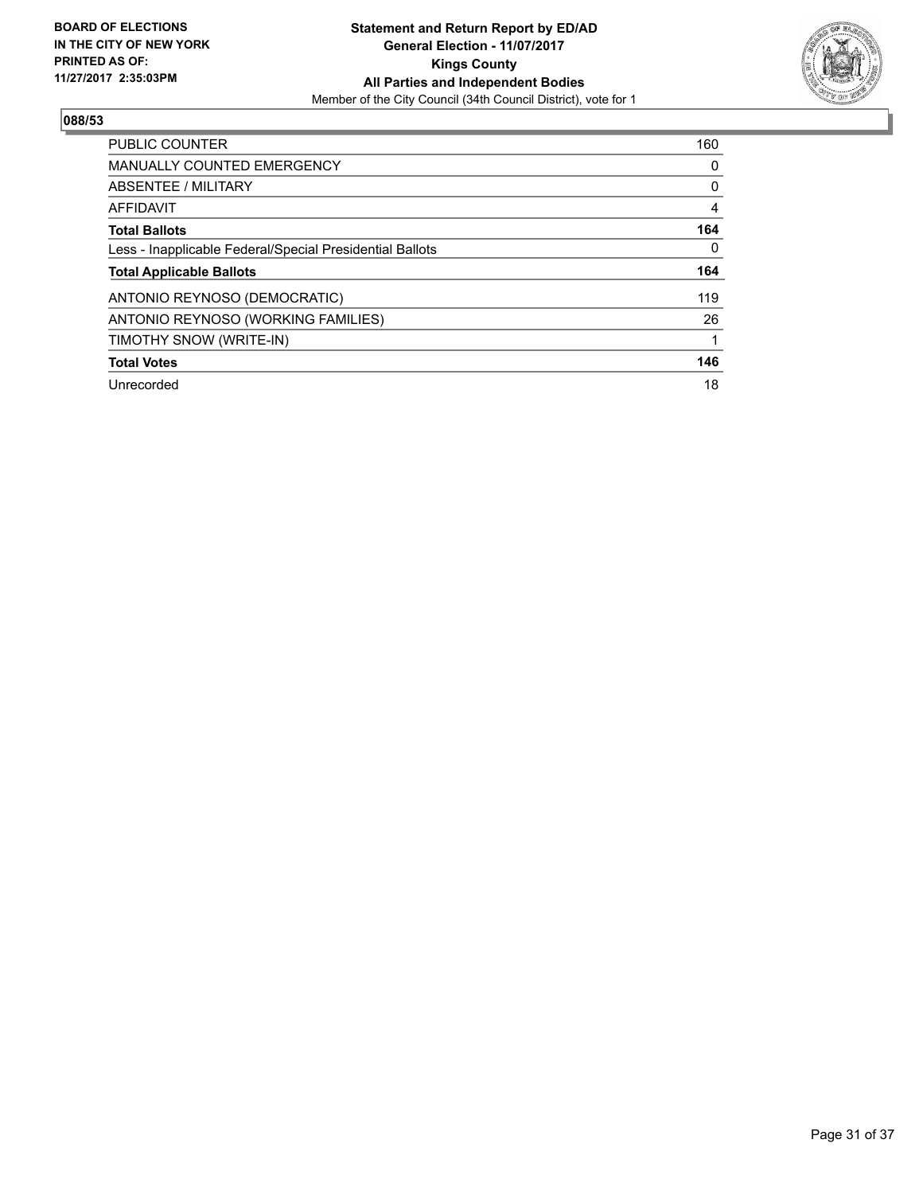BOARD OF ELECTIONS
IN THE CITY OF NEW YORK
PRINTED AS OF:
11/27/2017 2:35:03PM

**Statement and Return Report by ED/AD**
**General Election - 11/07/2017**
**Kings County**
**All Parties and Independent Bodies**
Member of the City Council (34th Council District), vote for 1

## 088/53

| | |
|---|---|
| PUBLIC COUNTER | 160 |
| MANUALLY COUNTED EMERGENCY | 0 |
| ABSENTEE / MILITARY | 0 |
| AFFIDAVIT | 4 |
| **Total Ballots** | **164** |
| Less - Inapplicable Federal/Special Presidential Ballots | 0 |
| **Total Applicable Ballots** | **164** |
| ANTONIO REYNOSO (DEMOCRATIC) | 119 |
| ANTONIO REYNOSO (WORKING FAMILIES) | 26 |
| TIMOTHY SNOW (WRITE-IN) | 1 |
| **Total Votes** | **146** |
| Unrecorded | 18 |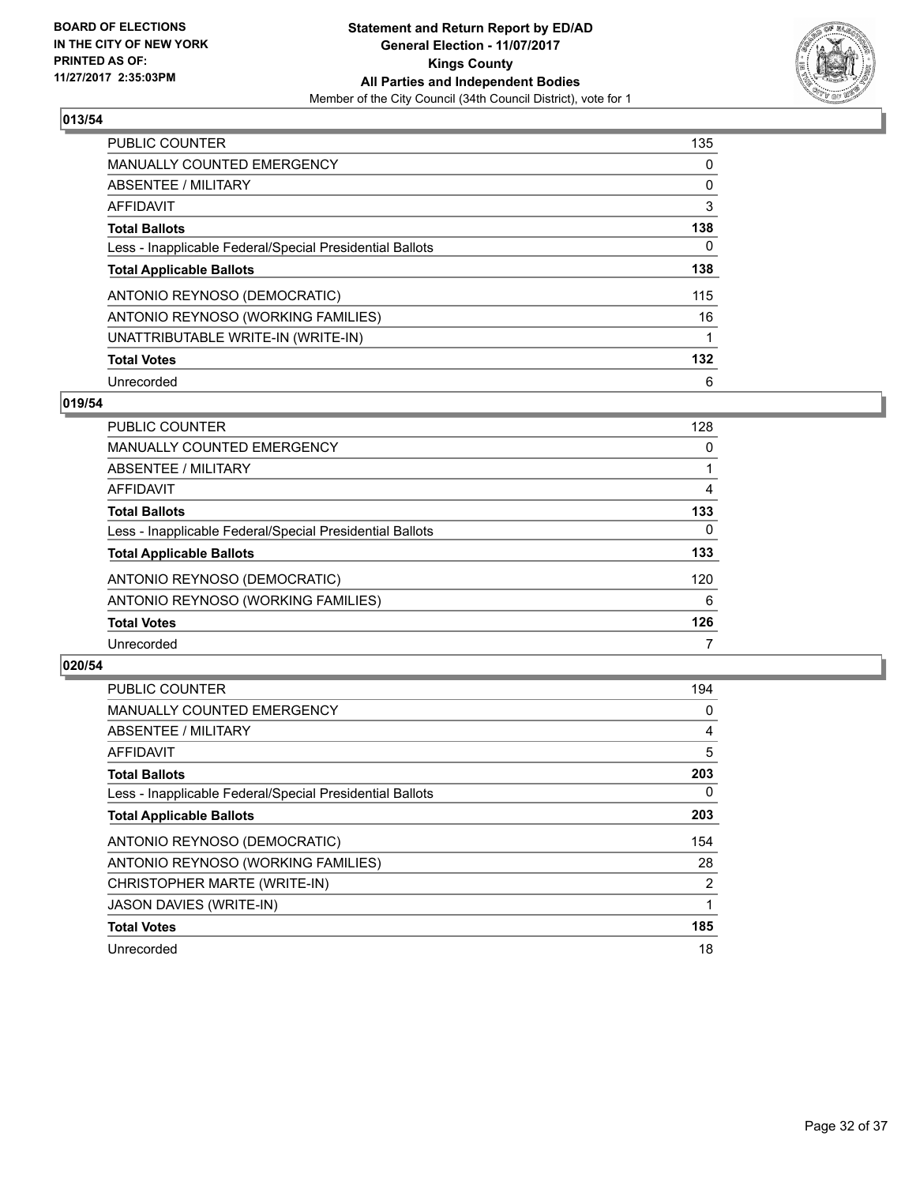**BOARD OF ELECTIONS IN THE CITY OF NEW YORK PRINTED AS OF: 11/27/2017 2:35:03PM**

**Statement and Return Report by ED/AD**
**General Election - 11/07/2017**
**Kings County**
**All Parties and Independent Bodies**
Member of the City Council (34th Council District), vote for 1

## 013/54

| | |
|---|---|
| PUBLIC COUNTER | 135 |
| MANUALLY COUNTED EMERGENCY | 0 |
| ABSENTEE / MILITARY | 0 |
| AFFIDAVIT | 3 |
| **Total Ballots** | **138** |
| Less - Inapplicable Federal/Special Presidential Ballots | 0 |
| **Total Applicable Ballots** | **138** |
| ANTONIO REYNOSO (DEMOCRATIC) | 115 |
| ANTONIO REYNOSO (WORKING FAMILIES) | 16 |
| UNATTRIBUTABLE WRITE-IN (WRITE-IN) | 1 |
| **Total Votes** | **132** |
| Unrecorded | 6 |

## 019/54

| | |
|---|---|
| PUBLIC COUNTER | 128 |
| MANUALLY COUNTED EMERGENCY | 0 |
| ABSENTEE / MILITARY | 1 |
| AFFIDAVIT | 4 |
| **Total Ballots** | **133** |
| Less - Inapplicable Federal/Special Presidential Ballots | 0 |
| **Total Applicable Ballots** | **133** |
| ANTONIO REYNOSO (DEMOCRATIC) | 120 |
| ANTONIO REYNOSO (WORKING FAMILIES) | 6 |
| **Total Votes** | **126** |
| Unrecorded | 7 |

## 020/54

| | |
|---|---|
| PUBLIC COUNTER | 194 |
| MANUALLY COUNTED EMERGENCY | 0 |
| ABSENTEE / MILITARY | 4 |
| AFFIDAVIT | 5 |
| **Total Ballots** | **203** |
| Less - Inapplicable Federal/Special Presidential Ballots | 0 |
| **Total Applicable Ballots** | **203** |
| ANTONIO REYNOSO (DEMOCRATIC) | 154 |
| ANTONIO REYNOSO (WORKING FAMILIES) | 28 |
| CHRISTOPHER MARTE (WRITE-IN) | 2 |
| JASON DAVIES (WRITE-IN) | 1 |
| **Total Votes** | **185** |
| Unrecorded | 18 |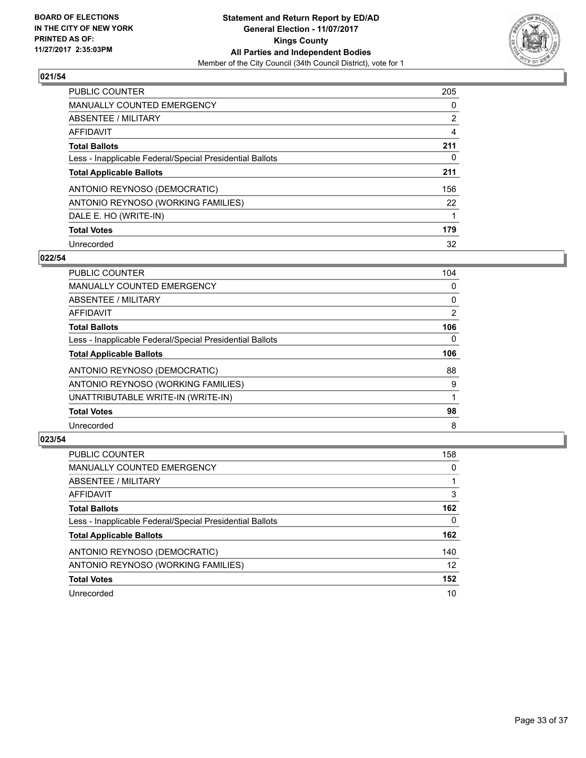BOARD OF ELECTIONS
IN THE CITY OF NEW YORK
PRINTED AS OF:
11/27/2017 2:35:03PM

**Statement and Return Report by ED/AD**
**General Election - 11/07/2017**
**Kings County**
**All Parties and Independent Bodies**
Member of the City Council (34th Council District), vote for 1

## 021/54

| | |
|---|---|
| PUBLIC COUNTER | 205 |
| MANUALLY COUNTED EMERGENCY | 0 |
| ABSENTEE / MILITARY | 2 |
| AFFIDAVIT | 4 |
| **Total Ballots** | **211** |
| Less - Inapplicable Federal/Special Presidential Ballots | 0 |
| **Total Applicable Ballots** | **211** |
| ANTONIO REYNOSO (DEMOCRATIC) | 156 |
| ANTONIO REYNOSO (WORKING FAMILIES) | 22 |
| DALE E. HO (WRITE-IN) | 1 |
| **Total Votes** | **179** |
| Unrecorded | 32 |

## 022/54

| | |
|---|---|
| PUBLIC COUNTER | 104 |
| MANUALLY COUNTED EMERGENCY | 0 |
| ABSENTEE / MILITARY | 0 |
| AFFIDAVIT | 2 |
| **Total Ballots** | **106** |
| Less - Inapplicable Federal/Special Presidential Ballots | 0 |
| **Total Applicable Ballots** | **106** |
| ANTONIO REYNOSO (DEMOCRATIC) | 88 |
| ANTONIO REYNOSO (WORKING FAMILIES) | 9 |
| UNATTRIBUTABLE WRITE-IN (WRITE-IN) | 1 |
| **Total Votes** | **98** |
| Unrecorded | 8 |

## 023/54

| | |
|---|---|
| PUBLIC COUNTER | 158 |
| MANUALLY COUNTED EMERGENCY | 0 |
| ABSENTEE / MILITARY | 1 |
| AFFIDAVIT | 3 |
| **Total Ballots** | **162** |
| Less - Inapplicable Federal/Special Presidential Ballots | 0 |
| **Total Applicable Ballots** | **162** |
| ANTONIO REYNOSO (DEMOCRATIC) | 140 |
| ANTONIO REYNOSO (WORKING FAMILIES) | 12 |
| **Total Votes** | **152** |
| Unrecorded | 10 |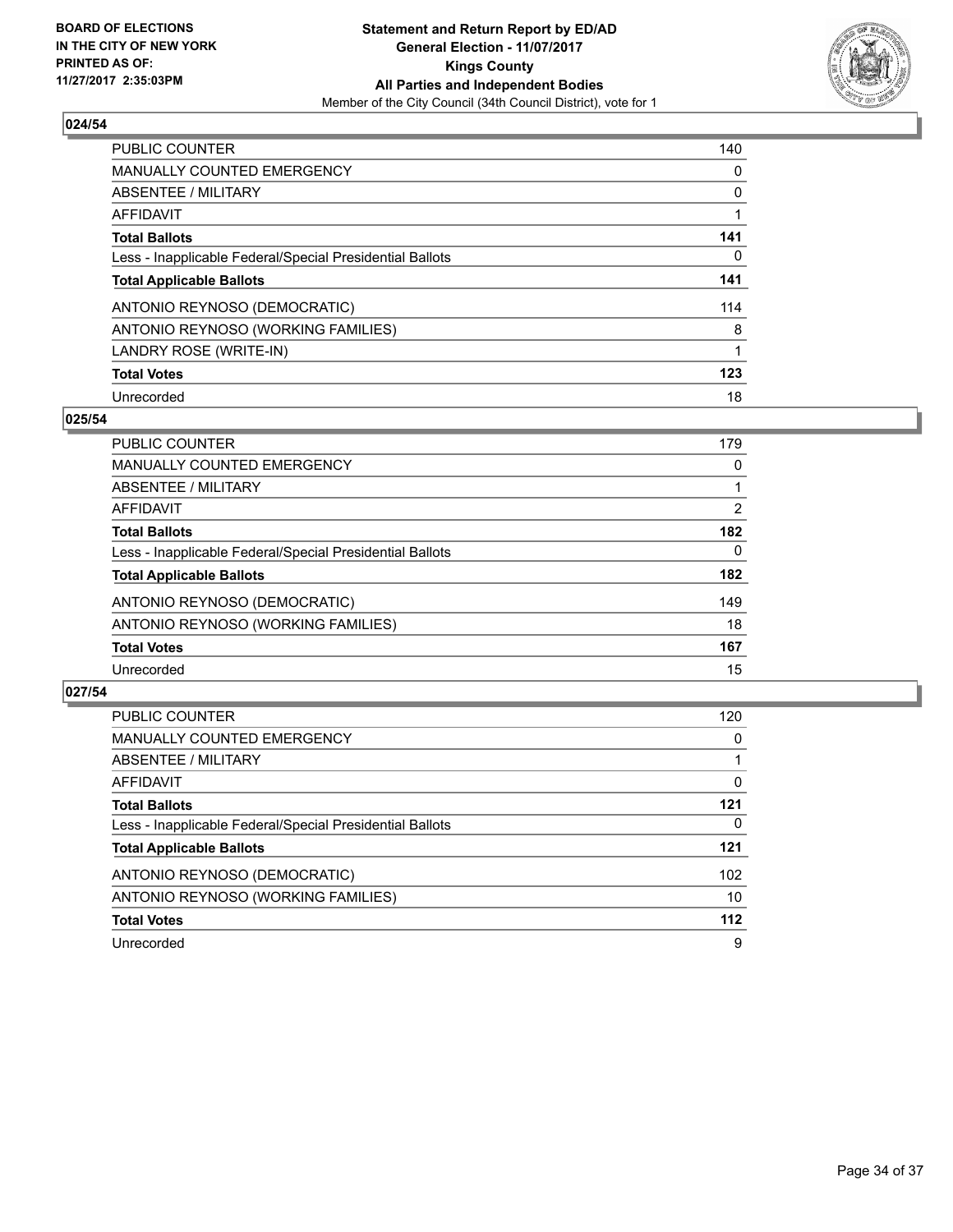## 024/54

| | |
|---|---|
| PUBLIC COUNTER | 140 |
| MANUALLY COUNTED EMERGENCY | 0 |
| ABSENTEE / MILITARY | 0 |
| AFFIDAVIT | 1 |
| **Total Ballots** | **141** |
| Less - Inapplicable Federal/Special Presidential Ballots | 0 |
| **Total Applicable Ballots** | **141** |
| ANTONIO REYNOSO (DEMOCRATIC) | 114 |
| ANTONIO REYNOSO (WORKING FAMILIES) | 8 |
| LANDRY ROSE (WRITE-IN) | 1 |
| **Total Votes** | **123** |
| Unrecorded | 18 |

## 025/54

| | |
|---|---|
| PUBLIC COUNTER | 179 |
| MANUALLY COUNTED EMERGENCY | 0 |
| ABSENTEE / MILITARY | 1 |
| AFFIDAVIT | 2 |
| **Total Ballots** | **182** |
| Less - Inapplicable Federal/Special Presidential Ballots | 0 |
| **Total Applicable Ballots** | **182** |
| ANTONIO REYNOSO (DEMOCRATIC) | 149 |
| ANTONIO REYNOSO (WORKING FAMILIES) | 18 |
| **Total Votes** | **167** |
| Unrecorded | 15 |

## 027/54

| | |
|---|---|
| PUBLIC COUNTER | 120 |
| MANUALLY COUNTED EMERGENCY | 0 |
| ABSENTEE / MILITARY | 1 |
| AFFIDAVIT | 0 |
| **Total Ballots** | **121** |
| Less - Inapplicable Federal/Special Presidential Ballots | 0 |
| **Total Applicable Ballots** | **121** |
| ANTONIO REYNOSO (DEMOCRATIC) | 102 |
| ANTONIO REYNOSO (WORKING FAMILIES) | 10 |
| **Total Votes** | **112** |
| Unrecorded | 9 |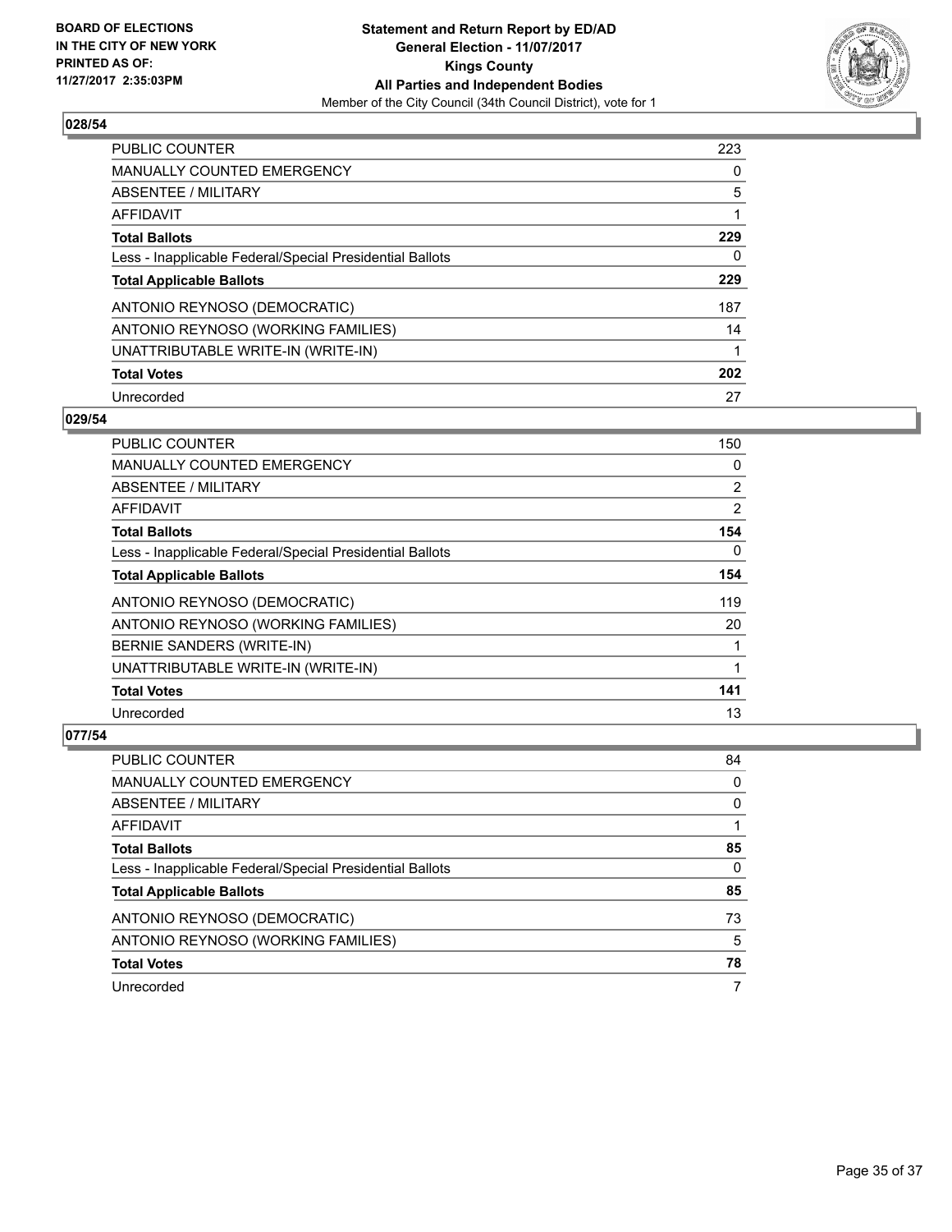BOARD OF ELECTIONS
IN THE CITY OF NEW YORK
PRINTED AS OF:
11/27/2017 2:35:03PM

**Statement and Return Report by ED/AD**
**General Election - 11/07/2017**
**Kings County**
**All Parties and Independent Bodies**
Member of the City Council (34th Council District), vote for 1

### 028/54

| | |
|---|---|
| PUBLIC COUNTER | 223 |
| MANUALLY COUNTED EMERGENCY | 0 |
| ABSENTEE / MILITARY | 5 |
| AFFIDAVIT | 1 |
| **Total Ballots** | **229** |
| Less - Inapplicable Federal/Special Presidential Ballots | 0 |
| **Total Applicable Ballots** | **229** |
| ANTONIO REYNOSO (DEMOCRATIC) | 187 |
| ANTONIO REYNOSO (WORKING FAMILIES) | 14 |
| UNATTRIBUTABLE WRITE-IN (WRITE-IN) | 1 |
| **Total Votes** | **202** |
| Unrecorded | 27 |

### 029/54

| | |
|---|---|
| PUBLIC COUNTER | 150 |
| MANUALLY COUNTED EMERGENCY | 0 |
| ABSENTEE / MILITARY | 2 |
| AFFIDAVIT | 2 |
| **Total Ballots** | **154** |
| Less - Inapplicable Federal/Special Presidential Ballots | 0 |
| **Total Applicable Ballots** | **154** |
| ANTONIO REYNOSO (DEMOCRATIC) | 119 |
| ANTONIO REYNOSO (WORKING FAMILIES) | 20 |
| BERNIE SANDERS (WRITE-IN) | 1 |
| UNATTRIBUTABLE WRITE-IN (WRITE-IN) | 1 |
| **Total Votes** | **141** |
| Unrecorded | 13 |

### 077/54

| | |
|---|---|
| PUBLIC COUNTER | 84 |
| MANUALLY COUNTED EMERGENCY | 0 |
| ABSENTEE / MILITARY | 0 |
| AFFIDAVIT | 1 |
| **Total Ballots** | **85** |
| Less - Inapplicable Federal/Special Presidential Ballots | 0 |
| **Total Applicable Ballots** | **85** |
| ANTONIO REYNOSO (DEMOCRATIC) | 73 |
| ANTONIO REYNOSO (WORKING FAMILIES) | 5 |
| **Total Votes** | **78** |
| Unrecorded | 7 |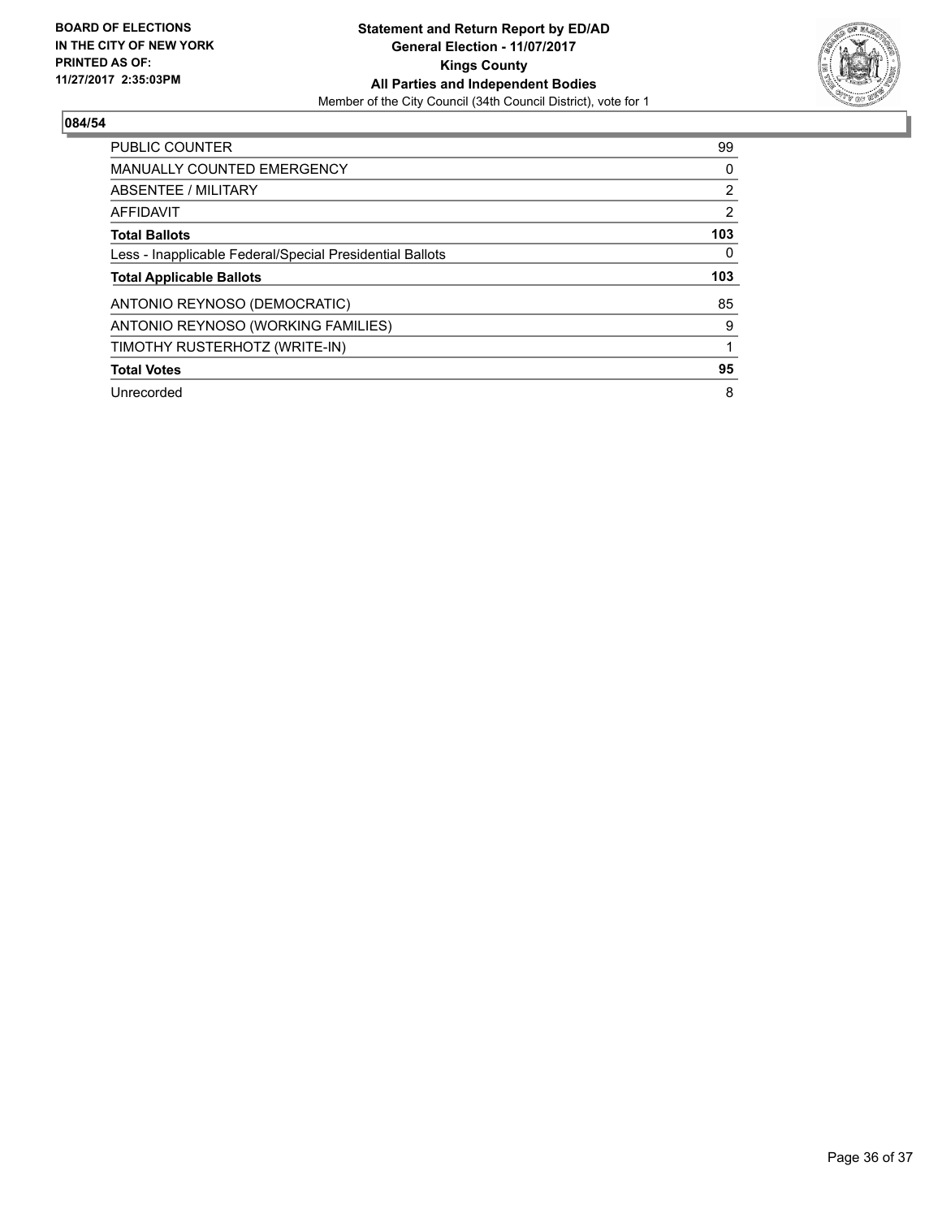**BOARD OF ELECTIONS IN THE CITY OF NEW YORK PRINTED AS OF: 11/27/2017 2:35:03PM**

**Statement and Return Report by ED/AD**
**General Election - 11/07/2017**
**Kings County**
**All Parties and Independent Bodies**
Member of the City Council (34th Council District), vote for 1

**084/54**

| | |
|---|---|
| PUBLIC COUNTER | 99 |
| MANUALLY COUNTED EMERGENCY | 0 |
| ABSENTEE / MILITARY | 2 |
| AFFIDAVIT | 2 |
| **Total Ballots** | **103** |
| Less - Inapplicable Federal/Special Presidential Ballots | 0 |
| **Total Applicable Ballots** | **103** |
| ANTONIO REYNOSO (DEMOCRATIC) | 85 |
| ANTONIO REYNOSO (WORKING FAMILIES) | 9 |
| TIMOTHY RUSTERHOTZ (WRITE-IN) | 1 |
| **Total Votes** | **95** |
| Unrecorded | 8 |